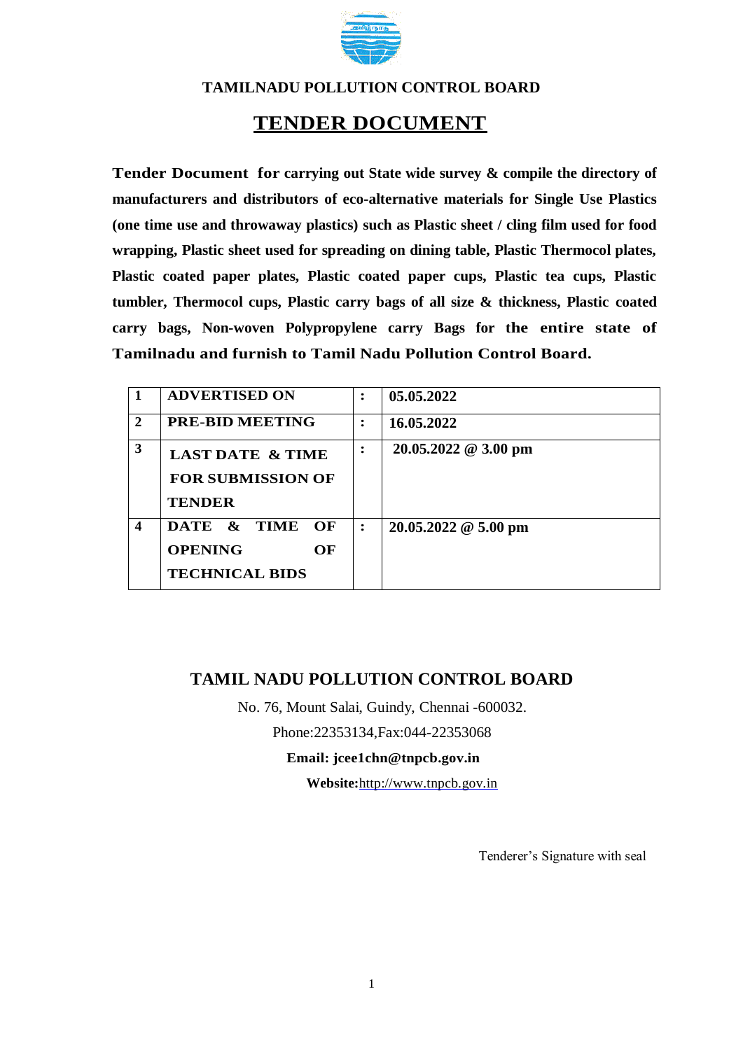**TAMILNADU POLLUTION CONTROL BOARD**

# TENDER DOCUMENT

**Tender Document for carrying out State wide survey & compile the directory of manufacturers and distributors of eco-alternative materials for Single Use Plastics (one time use and throwaway plastics) such as Plastic sheet / cling film used for food wrapping, Plastic sheet used for spreading on dining table, Plastic Thermocol plates, Plastic coated paper plates, Plastic coated paper cups, Plastic tea cups, Plastic tumbler, Thermocol cups, Plastic carry bags of all size & thickness, Plastic coated carry bags, Non-woven Polypropylene carry Bags for the entire state of Tamilnadu and furnish to Tamil Nadu Pollution Control Board.**

| | | | |
|---|---|---|---|
| **1** | **ADVERTISED ON** | **:** | **05.05.2022** |
| **2** | **PRE-BID MEETING** | **:** | **16.05.2022** |
| **3** | **LAST DATE & TIME FOR SUBMISSION OF TENDER** | **:** | **20.05.2022 @ 3.00 pm** |
| **4** | **DATE & TIME OF OPENING OF TECHNICAL BIDS** | **:** | **20.05.2022 @ 5.00 pm** |

**TAMIL NADU POLLUTION CONTROL BOARD**

No. 76, Mount Salai, Guindy, Chennai -600032.

Phone:22353134,Fax:044-22353068

**Email: jcee1chn@tnpcb.gov.in**

**Website:**http://www.tnpcb.gov.in

Tenderer's Signature with seal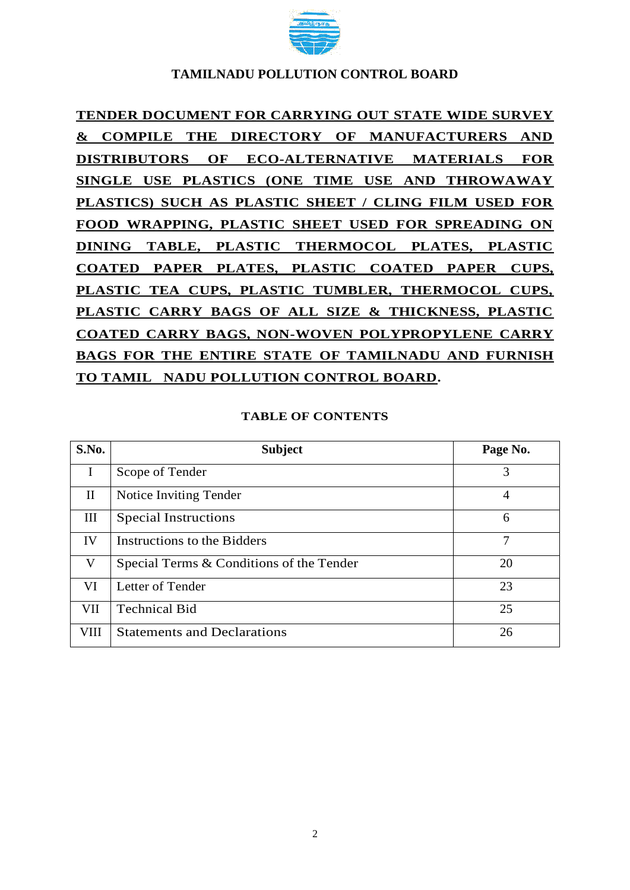**TAMILNADU POLLUTION CONTROL BOARD**

**TENDER DOCUMENT FOR CARRYING OUT STATE WIDE SURVEY & COMPILE THE DIRECTORY OF MANUFACTURERS AND DISTRIBUTORS OF ECO-ALTERNATIVE MATERIALS FOR SINGLE USE PLASTICS (ONE TIME USE AND THROWAWAY PLASTICS) SUCH AS PLASTIC SHEET / CLING FILM USED FOR FOOD WRAPPING, PLASTIC SHEET USED FOR SPREADING ON DINING TABLE, PLASTIC THERMOCOL PLATES, PLASTIC COATED PAPER PLATES, PLASTIC COATED PAPER CUPS, PLASTIC TEA CUPS, PLASTIC TUMBLER, THERMOCOL CUPS, PLASTIC CARRY BAGS OF ALL SIZE & THICKNESS, PLASTIC COATED CARRY BAGS, NON-WOVEN POLYPROPYLENE CARRY BAGS FOR THE ENTIRE STATE OF TAMILNADU AND FURNISH TO TAMIL NADU POLLUTION CONTROL BOARD.**

**TABLE OF CONTENTS**

| S.No. | Subject | Page No. |
|---|---|---|
| I | Scope of Tender | 3 |
| II | Notice Inviting Tender | 4 |
| III | Special Instructions | 6 |
| IV | Instructions to the Bidders | 7 |
| V | Special Terms & Conditions of the Tender | 20 |
| VI | Letter of Tender | 23 |
| VII | Technical Bid | 25 |
| VIII | Statements and Declarations | 26 |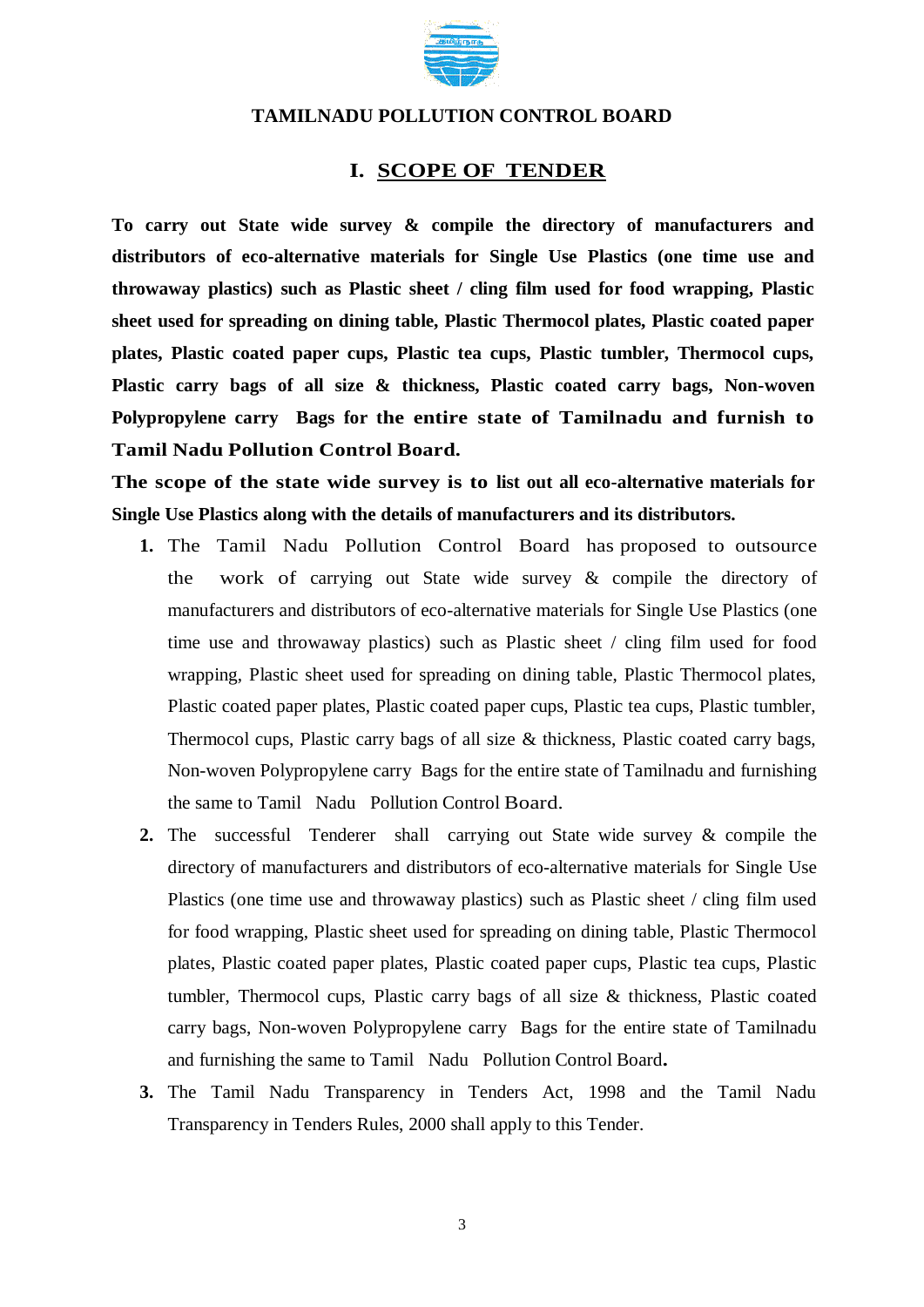**TAMILNADU POLLUTION CONTROL BOARD**

## I. SCOPE OF TENDER

**To carry out State wide survey & compile the directory of manufacturers and distributors of eco-alternative materials for Single Use Plastics (one time use and throwaway plastics) such as Plastic sheet / cling film used for food wrapping, Plastic sheet used for spreading on dining table, Plastic Thermocol plates, Plastic coated paper plates, Plastic coated paper cups, Plastic tea cups, Plastic tumbler, Thermocol cups, Plastic carry bags of all size & thickness, Plastic coated carry bags, Non-woven Polypropylene carry Bags for the entire state of Tamilnadu and furnish to Tamil Nadu Pollution Control Board.**

**The scope of the state wide survey is to list out all eco-alternative materials for Single Use Plastics along with the details of manufacturers and its distributors.**

1. The Tamil Nadu Pollution Control Board has proposed to outsource the work of carrying out State wide survey & compile the directory of manufacturers and distributors of eco-alternative materials for Single Use Plastics (one time use and throwaway plastics) such as Plastic sheet / cling film used for food wrapping, Plastic sheet used for spreading on dining table, Plastic Thermocol plates, Plastic coated paper plates, Plastic coated paper cups, Plastic tea cups, Plastic tumbler, Thermocol cups, Plastic carry bags of all size & thickness, Plastic coated carry bags, Non-woven Polypropylene carry Bags for the entire state of Tamilnadu and furnishing the same to Tamil Nadu Pollution Control Board.
2. The successful Tenderer shall carrying out State wide survey & compile the directory of manufacturers and distributors of eco-alternative materials for Single Use Plastics (one time use and throwaway plastics) such as Plastic sheet / cling film used for food wrapping, Plastic sheet used for spreading on dining table, Plastic Thermocol plates, Plastic coated paper plates, Plastic coated paper cups, Plastic tea cups, Plastic tumbler, Thermocol cups, Plastic carry bags of all size & thickness, Plastic coated carry bags, Non-woven Polypropylene carry Bags for the entire state of Tamilnadu and furnishing the same to Tamil Nadu Pollution Control Board.
3. The Tamil Nadu Transparency in Tenders Act, 1998 and the Tamil Nadu Transparency in Tenders Rules, 2000 shall apply to this Tender.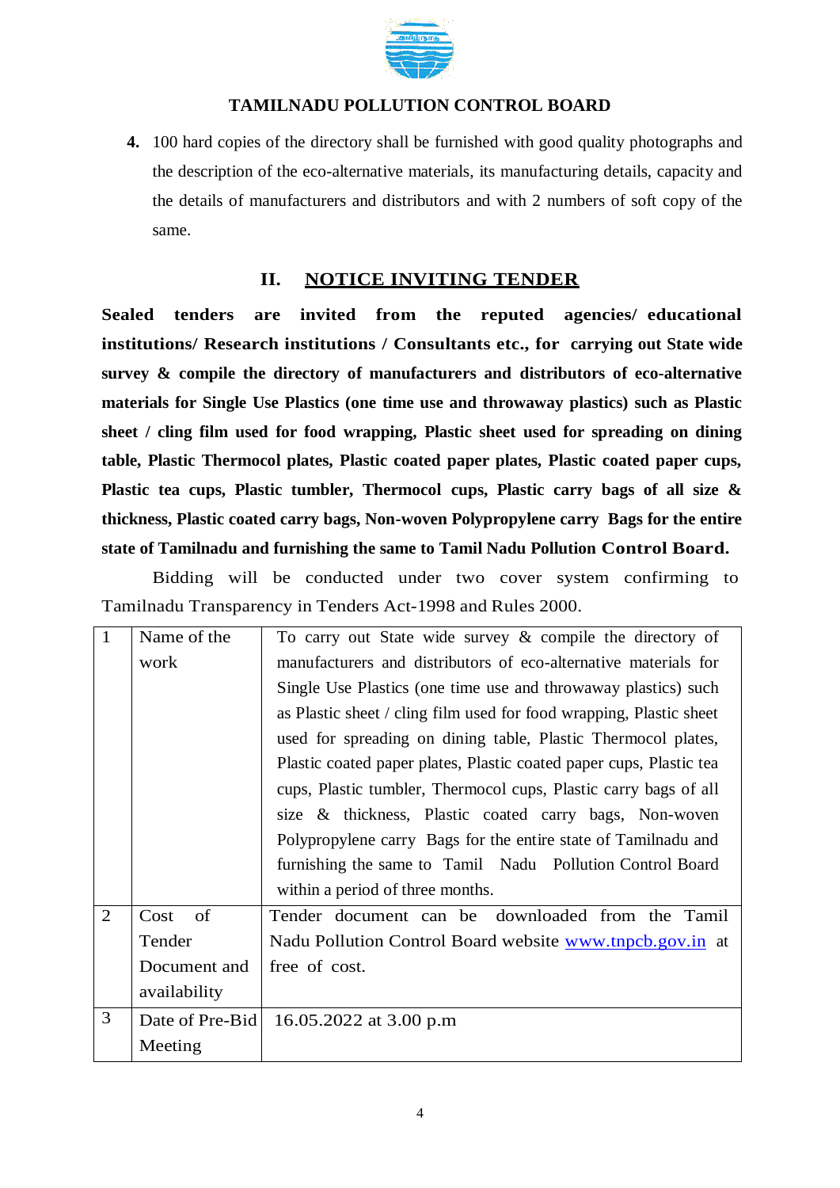**TAMILNADU POLLUTION CONTROL BOARD**

4. 100 hard copies of the directory shall be furnished with good quality photographs and the description of the eco-alternative materials, its manufacturing details, capacity and the details of manufacturers and distributors and with 2 numbers of soft copy of the same.

## II. NOTICE INVITING TENDER

**Sealed tenders are invited from the reputed agencies/ educational institutions/ Research institutions / Consultants etc., for carrying out State wide survey & compile the directory of manufacturers and distributors of eco-alternative materials for Single Use Plastics (one time use and throwaway plastics) such as Plastic sheet / cling film used for food wrapping, Plastic sheet used for spreading on dining table, Plastic Thermocol plates, Plastic coated paper plates, Plastic coated paper cups, Plastic tea cups, Plastic tumbler, Thermocol cups, Plastic carry bags of all size & thickness, Plastic coated carry bags, Non-woven Polypropylene carry Bags for the entire state of Tamilnadu and furnishing the same to Tamil Nadu Pollution Control Board.**

Bidding will be conducted under two cover system confirming to Tamilnadu Transparency in Tenders Act-1998 and Rules 2000.

| | | |
|---|---|---|
| 1 | Name of the work | To carry out State wide survey & compile the directory of manufacturers and distributors of eco-alternative materials for Single Use Plastics (one time use and throwaway plastics) such as Plastic sheet / cling film used for food wrapping, Plastic sheet used for spreading on dining table, Plastic Thermocol plates, Plastic coated paper plates, Plastic coated paper cups, Plastic tea cups, Plastic tumbler, Thermocol cups, Plastic carry bags of all size & thickness, Plastic coated carry bags, Non-woven Polypropylene carry Bags for the entire state of Tamilnadu and furnishing the same to Tamil Nadu Pollution Control Board within a period of three months. |
| 2 | Cost of Tender Document and availability | Tender document can be downloaded from the Tamil Nadu Pollution Control Board website www.tnpcb.gov.in at free of cost. |
| 3 | Date of Pre-Bid Meeting | 16.05.2022 at 3.00 p.m |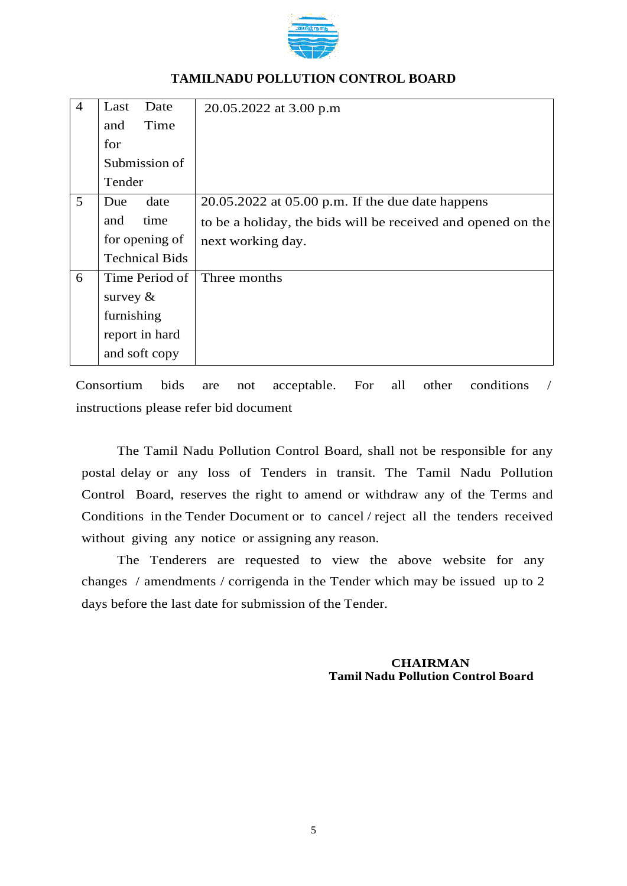## TAMILNADU POLLUTION CONTROL BOARD

| | | |
|---|---|---|
| 4 | Last Date and Time for Submission of Tender | 20.05.2022 at 3.00 p.m |
| 5 | Due date and time for opening of Technical Bids | 20.05.2022 at 05.00 p.m. If the due date happens to be a holiday, the bids will be received and opened on the next working day. |
| 6 | Time Period of survey & furnishing report in hard and soft copy | Three months |

Consortium bids are not acceptable. For all other conditions / instructions please refer bid document

The Tamil Nadu Pollution Control Board, shall not be responsible for any postal delay or any loss of Tenders in transit. The Tamil Nadu Pollution Control Board, reserves the right to amend or withdraw any of the Terms and Conditions in the Tender Document or to cancel / reject all the tenders received without giving any notice or assigning any reason.

The Tenderers are requested to view the above website for any changes / amendments / corrigenda in the Tender which may be issued up to 2 days before the last date for submission of the Tender.

**CHAIRMAN**
**Tamil Nadu Pollution Control Board**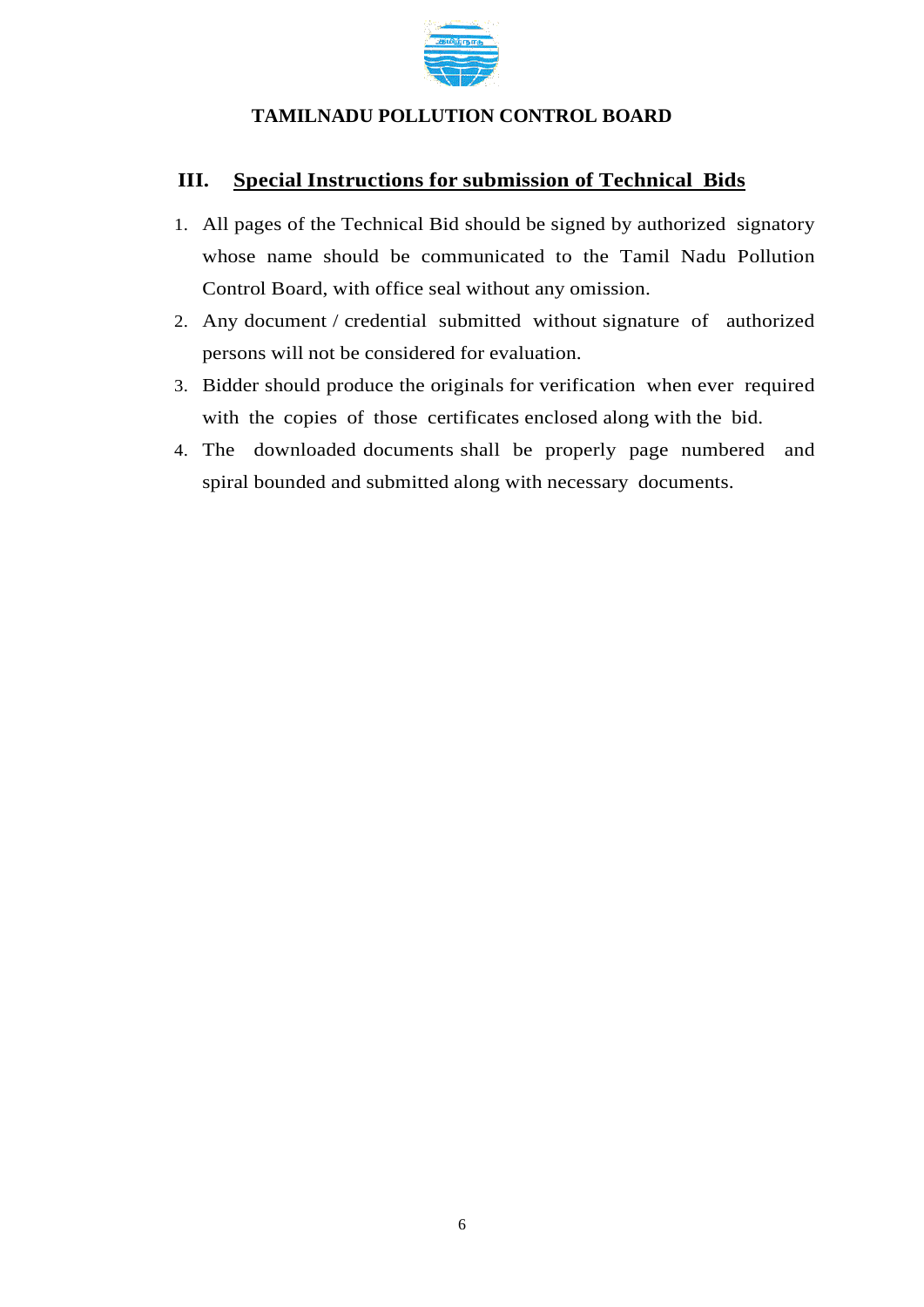**TAMILNADU POLLUTION CONTROL BOARD**

## III. Special Instructions for submission of Technical Bids

1. All pages of the Technical Bid should be signed by authorized signatory whose name should be communicated to the Tamil Nadu Pollution Control Board, with office seal without any omission.
2. Any document / credential submitted without signature of authorized persons will not be considered for evaluation.
3. Bidder should produce the originals for verification when ever required with the copies of those certificates enclosed along with the bid.
4. The downloaded documents shall be properly page numbered and spiral bounded and submitted along with necessary documents.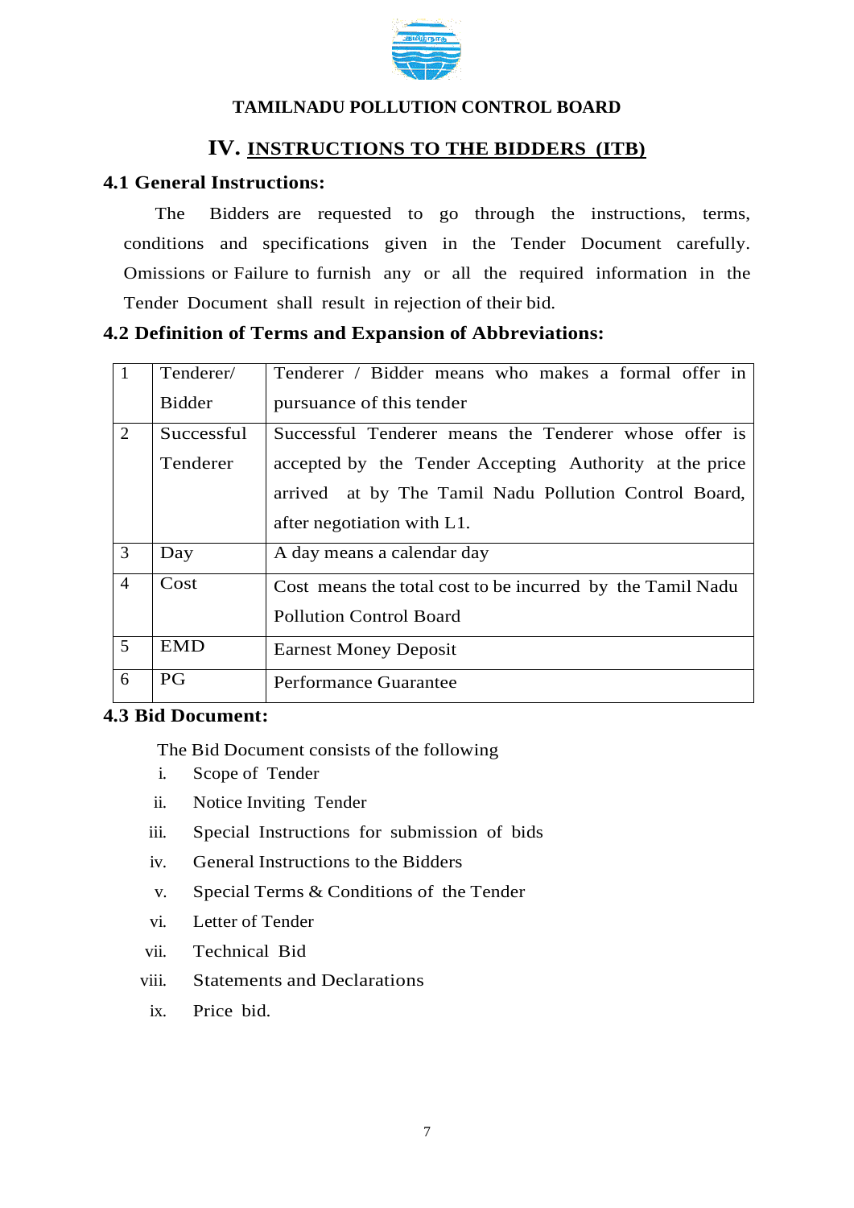**TAMILNADU POLLUTION CONTROL BOARD**

# IV. INSTRUCTIONS TO THE BIDDERS (ITB)

## 4.1 General Instructions:

The Bidders are requested to go through the instructions, terms, conditions and specifications given in the Tender Document carefully. Omissions or Failure to furnish any or all the required information in the Tender Document shall result in rejection of their bid.

## 4.2 Definition of Terms and Expansion of Abbreviations:

| 1 | Tenderer/ Bidder | Tenderer / Bidder means who makes a formal offer in pursuance of this tender |
|---|---|---|
| 2 | Successful Tenderer | Successful Tenderer means the Tenderer whose offer is accepted by the Tender Accepting Authority at the price arrived at by The Tamil Nadu Pollution Control Board, after negotiation with L1. |
| 3 | Day | A day means a calendar day |
| 4 | Cost | Cost means the total cost to be incurred by the Tamil Nadu Pollution Control Board |
| 5 | EMD | Earnest Money Deposit |
| 6 | PG | Performance Guarantee |

## 4.3 Bid Document:

The Bid Document consists of the following

i. Scope of Tender
ii. Notice Inviting Tender
iii. Special Instructions for submission of bids
iv. General Instructions to the Bidders
v. Special Terms & Conditions of the Tender
vi. Letter of Tender
vii. Technical Bid
viii. Statements and Declarations
ix. Price bid.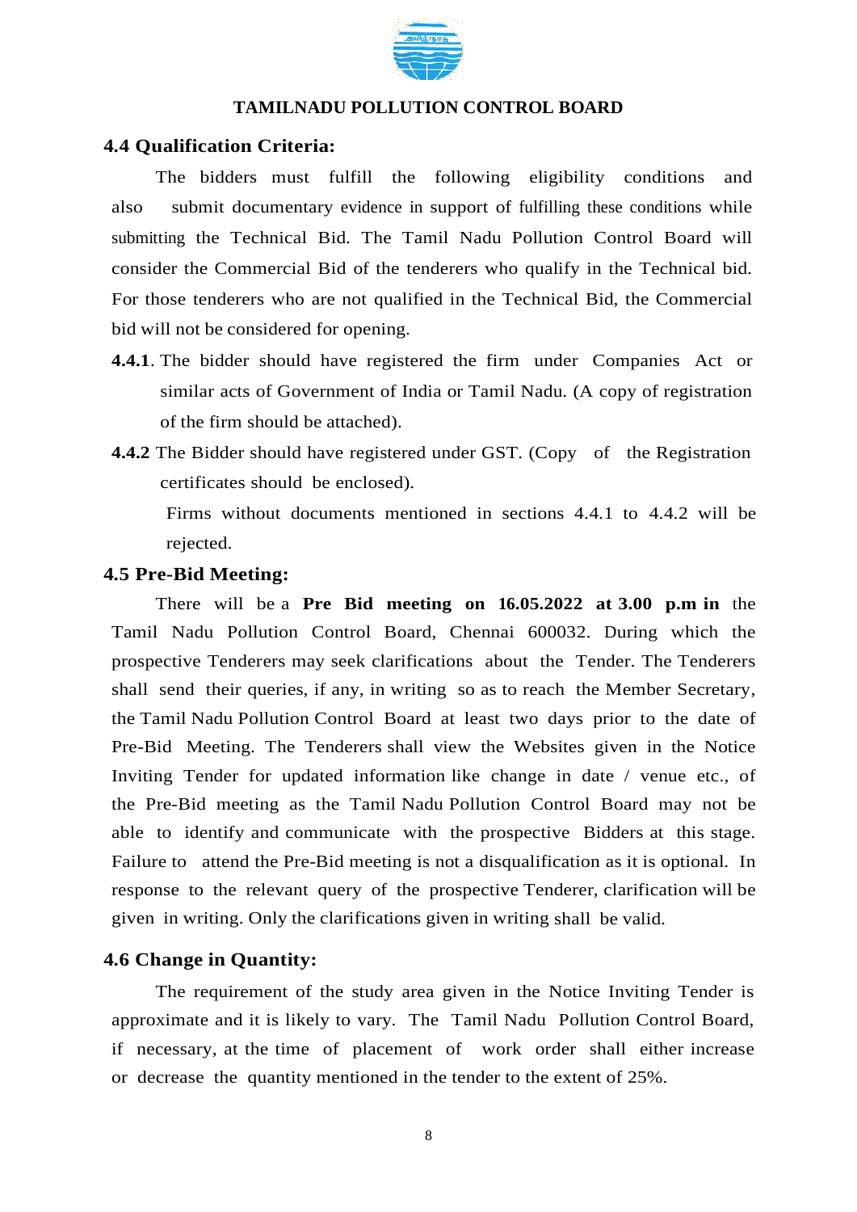**TAMILNADU POLLUTION CONTROL BOARD**

## 4.4 Qualification Criteria:

The bidders must fulfill the following eligibility conditions and also submit documentary evidence in support of fulfilling these conditions while submitting the Technical Bid. The Tamil Nadu Pollution Control Board will consider the Commercial Bid of the tenderers who qualify in the Technical bid. For those tenderers who are not qualified in the Technical Bid, the Commercial bid will not be considered for opening.

**4.4.1**. The bidder should have registered the firm under Companies Act or similar acts of Government of India or Tamil Nadu. (A copy of registration of the firm should be attached).

**4.4.2** The Bidder should have registered under GST. (Copy of the Registration certificates should be enclosed).

Firms without documents mentioned in sections 4.4.1 to 4.4.2 will be rejected.

## 4.5 Pre-Bid Meeting:

There will be a **Pre Bid meeting on 16.05.2022 at 3.00 p.m in** the Tamil Nadu Pollution Control Board, Chennai 600032. During which the prospective Tenderers may seek clarifications about the Tender. The Tenderers shall send their queries, if any, in writing so as to reach the Member Secretary, the Tamil Nadu Pollution Control Board at least two days prior to the date of Pre-Bid Meeting. The Tenderers shall view the Websites given in the Notice Inviting Tender for updated information like change in date / venue etc., of the Pre-Bid meeting as the Tamil Nadu Pollution Control Board may not be able to identify and communicate with the prospective Bidders at this stage. Failure to attend the Pre-Bid meeting is not a disqualification as it is optional. In response to the relevant query of the prospective Tenderer, clarification will be given in writing. Only the clarifications given in writing shall be valid.

## 4.6 Change in Quantity:

The requirement of the study area given in the Notice Inviting Tender is approximate and it is likely to vary. The Tamil Nadu Pollution Control Board, if necessary, at the time of placement of work order shall either increase or decrease the quantity mentioned in the tender to the extent of 25%.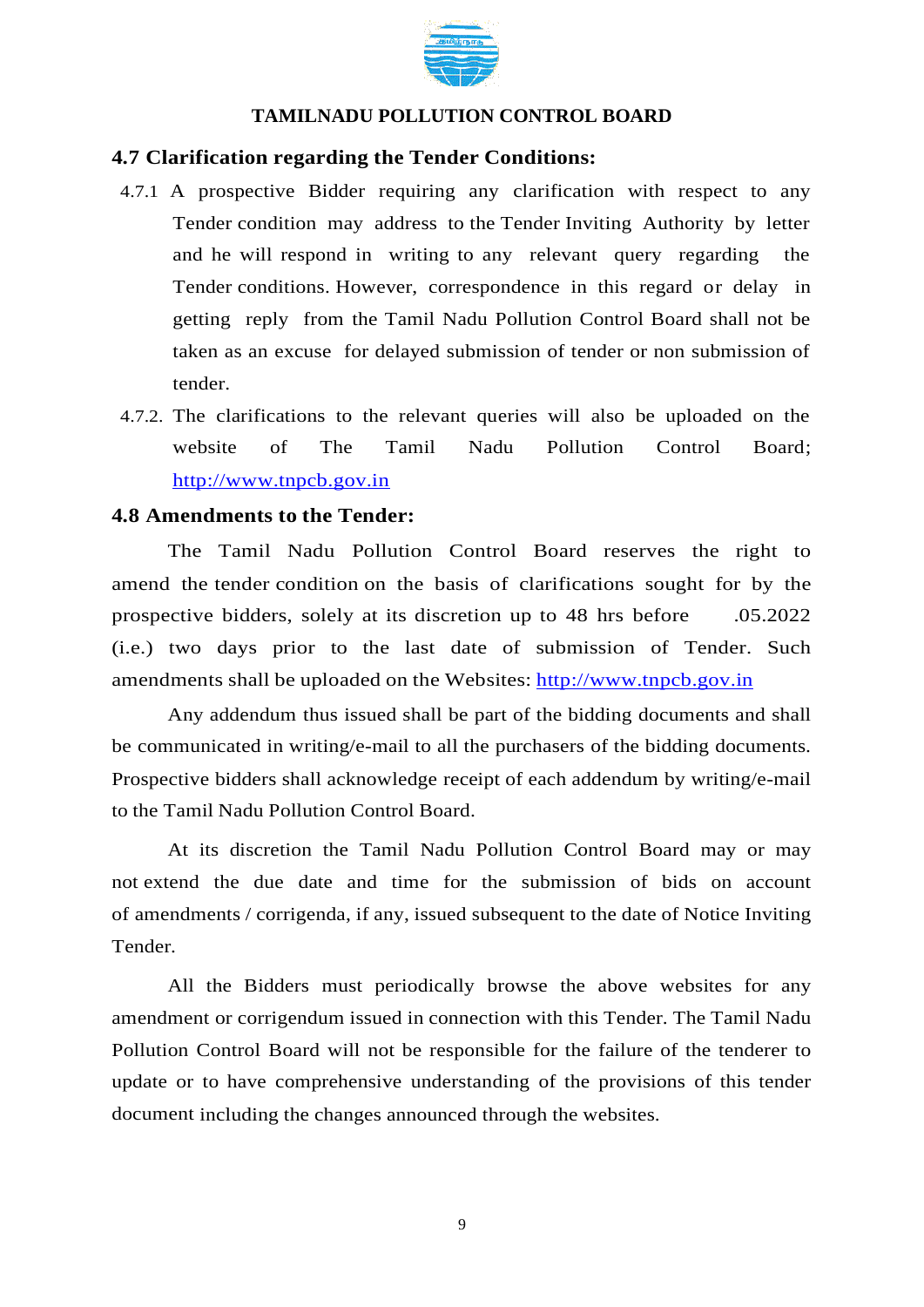## 4.7 Clarification regarding the Tender Conditions:

4.7.1 A prospective Bidder requiring any clarification with respect to any Tender condition may address to the Tender Inviting Authority by letter and he will respond in writing to any relevant query regarding the Tender conditions. However, correspondence in this regard or delay in getting reply from the Tamil Nadu Pollution Control Board shall not be taken as an excuse for delayed submission of tender or non submission of tender.

4.7.2. The clarifications to the relevant queries will also be uploaded on the website of The Tamil Nadu Pollution Control Board; http://www.tnpcb.gov.in

## 4.8 Amendments to the Tender:

The Tamil Nadu Pollution Control Board reserves the right to amend the tender condition on the basis of clarifications sought for by the prospective bidders, solely at its discretion up to 48 hrs before .05.2022 (i.e.) two days prior to the last date of submission of Tender. Such amendments shall be uploaded on the Websites: http://www.tnpcb.gov.in

Any addendum thus issued shall be part of the bidding documents and shall be communicated in writing/e-mail to all the purchasers of the bidding documents. Prospective bidders shall acknowledge receipt of each addendum by writing/e-mail to the Tamil Nadu Pollution Control Board.

At its discretion the Tamil Nadu Pollution Control Board may or may not extend the due date and time for the submission of bids on account of amendments / corrigenda, if any, issued subsequent to the date of Notice Inviting Tender.

All the Bidders must periodically browse the above websites for any amendment or corrigendum issued in connection with this Tender. The Tamil Nadu Pollution Control Board will not be responsible for the failure of the tenderer to update or to have comprehensive understanding of the provisions of this tender document including the changes announced through the websites.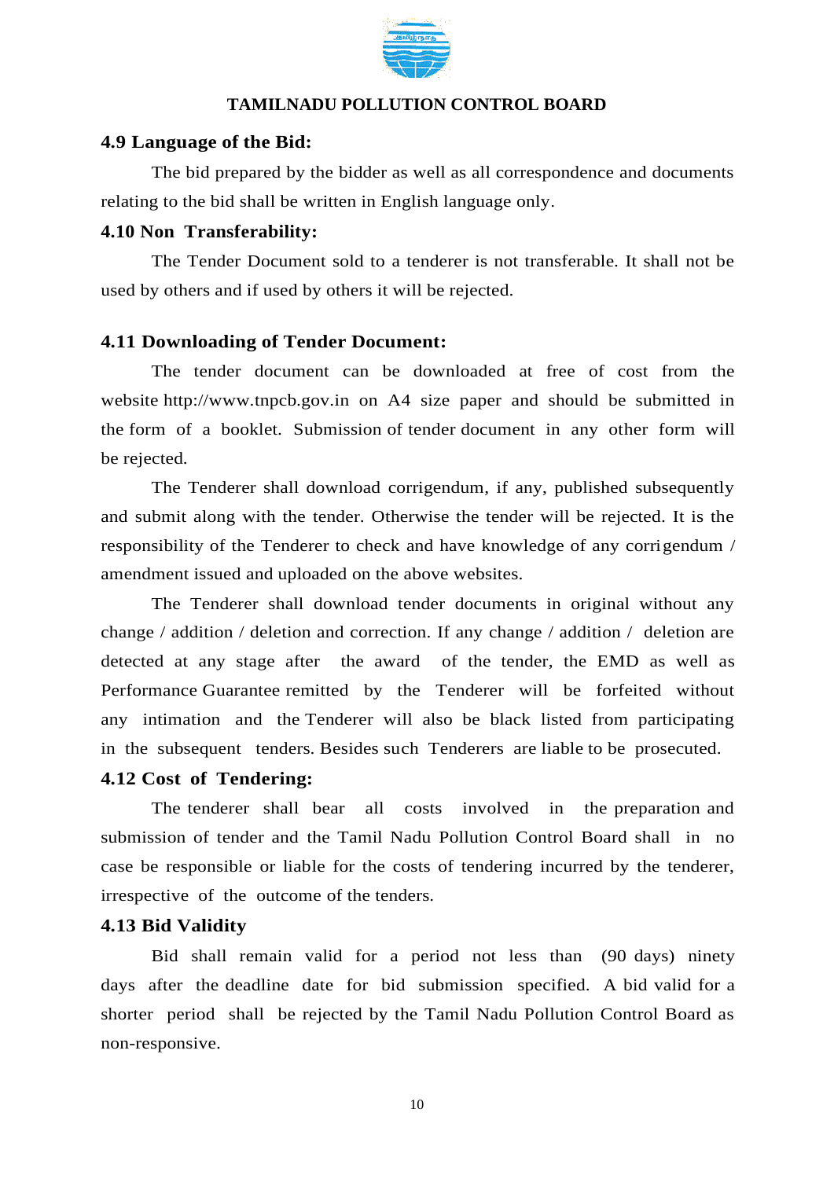### 4.9 Language of the Bid:

The bid prepared by the bidder as well as all correspondence and documents relating to the bid shall be written in English language only.

### 4.10 Non Transferability:

The Tender Document sold to a tenderer is not transferable. It shall not be used by others and if used by others it will be rejected.

### 4.11 Downloading of Tender Document:

The tender document can be downloaded at free of cost from the website http://www.tnpcb.gov.in on A4 size paper and should be submitted in the form of a booklet. Submission of tender document in any other form will be rejected.

The Tenderer shall download corrigendum, if any, published subsequently and submit along with the tender. Otherwise the tender will be rejected. It is the responsibility of the Tenderer to check and have knowledge of any corrigendum / amendment issued and uploaded on the above websites.

The Tenderer shall download tender documents in original without any change / addition / deletion and correction. If any change / addition / deletion are detected at any stage after the award of the tender, the EMD as well as Performance Guarantee remitted by the Tenderer will be forfeited without any intimation and the Tenderer will also be black listed from participating in the subsequent tenders. Besides such Tenderers are liable to be prosecuted.

### 4.12 Cost of Tendering:

The tenderer shall bear all costs involved in the preparation and submission of tender and the Tamil Nadu Pollution Control Board shall in no case be responsible or liable for the costs of tendering incurred by the tenderer, irrespective of the outcome of the tenders.

### 4.13 Bid Validity

Bid shall remain valid for a period not less than (90 days) ninety days after the deadline date for bid submission specified. A bid valid for a shorter period shall be rejected by the Tamil Nadu Pollution Control Board as non-responsive.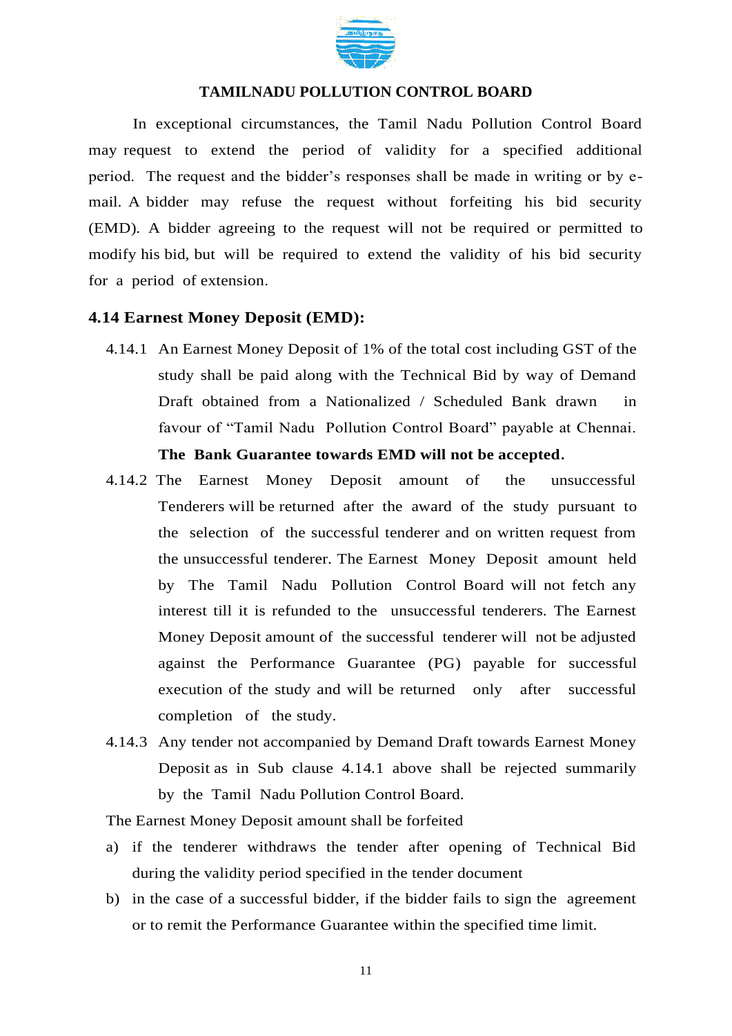In exceptional circumstances, the Tamil Nadu Pollution Control Board may request to extend the period of validity for a specified additional period. The request and the bidder's responses shall be made in writing or by e-mail. A bidder may refuse the request without forfeiting his bid security (EMD). A bidder agreeing to the request will not be required or permitted to modify his bid, but will be required to extend the validity of his bid security for a period of extension.

### 4.14 Earnest Money Deposit (EMD):

4.14.1 An Earnest Money Deposit of 1% of the total cost including GST of the study shall be paid along with the Technical Bid by way of Demand Draft obtained from a Nationalized / Scheduled Bank drawn in favour of "Tamil Nadu Pollution Control Board" payable at Chennai. **The Bank Guarantee towards EMD will not be accepted.**

4.14.2 The Earnest Money Deposit amount of the unsuccessful Tenderers will be returned after the award of the study pursuant to the selection of the successful tenderer and on written request from the unsuccessful tenderer. The Earnest Money Deposit amount held by The Tamil Nadu Pollution Control Board will not fetch any interest till it is refunded to the unsuccessful tenderers. The Earnest Money Deposit amount of the successful tenderer will not be adjusted against the Performance Guarantee (PG) payable for successful execution of the study and will be returned only after successful completion of the study.

4.14.3 Any tender not accompanied by Demand Draft towards Earnest Money Deposit as in Sub clause 4.14.1 above shall be rejected summarily by the Tamil Nadu Pollution Control Board.

The Earnest Money Deposit amount shall be forfeited

a) if the tenderer withdraws the tender after opening of Technical Bid during the validity period specified in the tender document

b) in the case of a successful bidder, if the bidder fails to sign the agreement or to remit the Performance Guarantee within the specified time limit.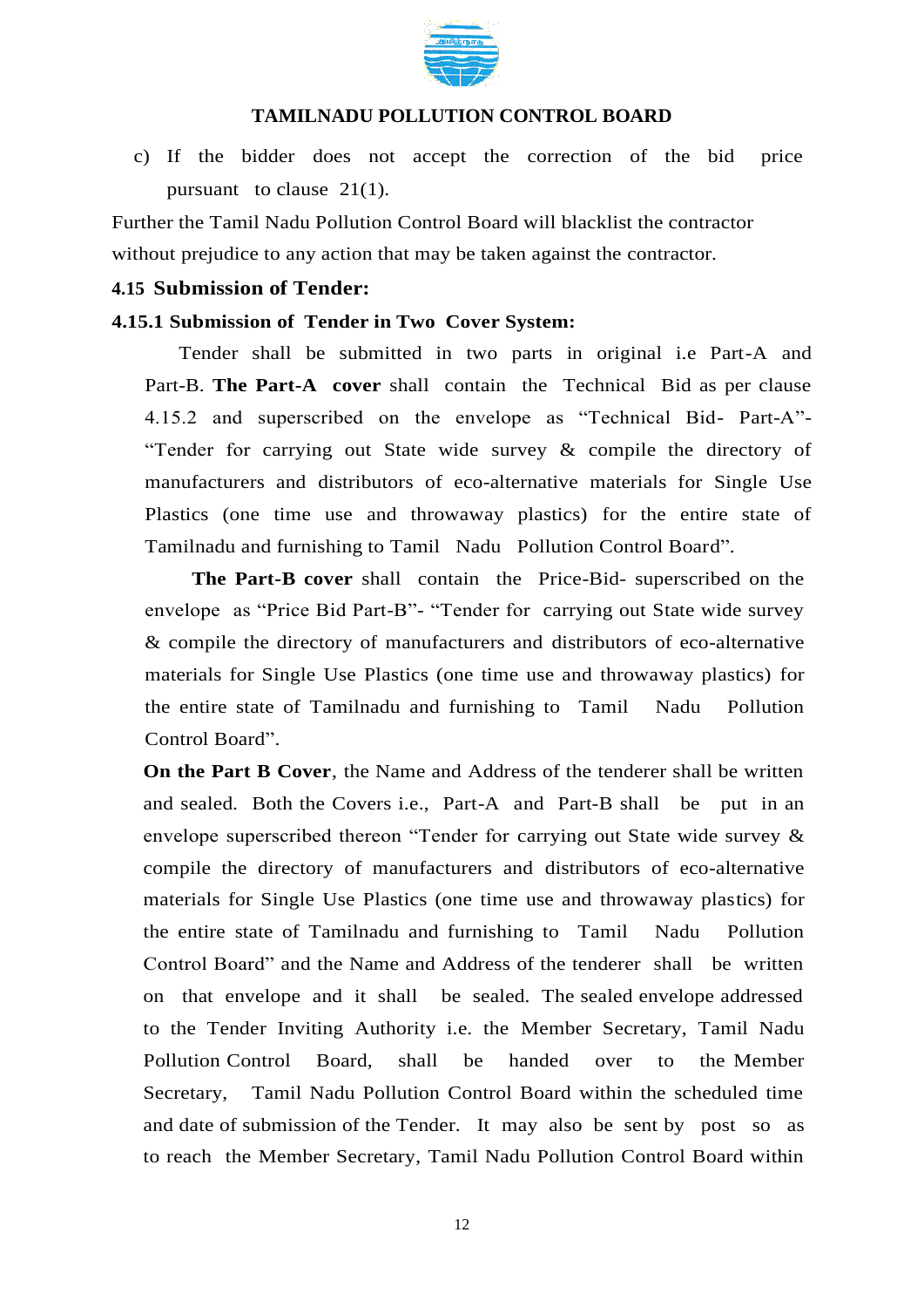c) If the bidder does not accept the correction of the bid price pursuant to clause 21(1).

Further the Tamil Nadu Pollution Control Board will blacklist the contractor without prejudice to any action that may be taken against the contractor.

### 4.15 Submission of Tender:

#### 4.15.1 Submission of Tender in Two Cover System:

Tender shall be submitted in two parts in original i.e Part-A and Part-B. **The Part-A cover** shall contain the Technical Bid as per clause 4.15.2 and superscribed on the envelope as "Technical Bid- Part-A"- "Tender for carrying out State wide survey & compile the directory of manufacturers and distributors of eco-alternative materials for Single Use Plastics (one time use and throwaway plastics) for the entire state of Tamilnadu and furnishing to Tamil Nadu Pollution Control Board".

**The Part-B cover** shall contain the Price-Bid- superscribed on the envelope as "Price Bid Part-B"- "Tender for carrying out State wide survey & compile the directory of manufacturers and distributors of eco-alternative materials for Single Use Plastics (one time use and throwaway plastics) for the entire state of Tamilnadu and furnishing to Tamil Nadu Pollution Control Board".

**On the Part B Cover**, the Name and Address of the tenderer shall be written and sealed. Both the Covers i.e., Part-A and Part-B shall be put in an envelope superscribed thereon "Tender for carrying out State wide survey & compile the directory of manufacturers and distributors of eco-alternative materials for Single Use Plastics (one time use and throwaway plastics) for the entire state of Tamilnadu and furnishing to Tamil Nadu Pollution Control Board" and the Name and Address of the tenderer shall be written on that envelope and it shall be sealed. The sealed envelope addressed to the Tender Inviting Authority i.e. the Member Secretary, Tamil Nadu Pollution Control Board, shall be handed over to the Member Secretary, Tamil Nadu Pollution Control Board within the scheduled time and date of submission of the Tender. It may also be sent by post so as to reach the Member Secretary, Tamil Nadu Pollution Control Board within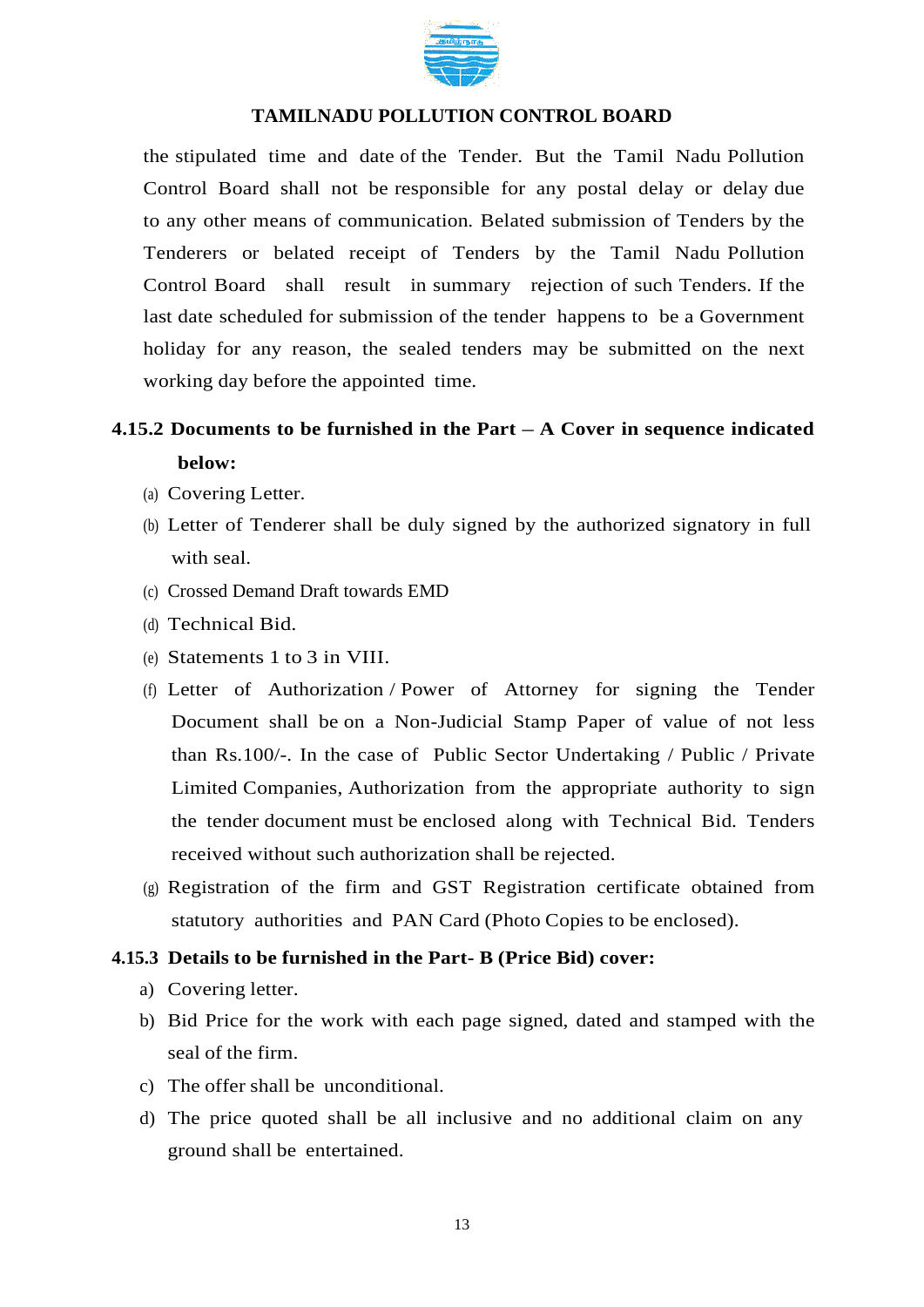the stipulated time and date of the Tender. But the Tamil Nadu Pollution Control Board shall not be responsible for any postal delay or delay due to any other means of communication. Belated submission of Tenders by the Tenderers or belated receipt of Tenders by the Tamil Nadu Pollution Control Board shall result in summary rejection of such Tenders. If the last date scheduled for submission of the tender happens to be a Government holiday for any reason, the sealed tenders may be submitted on the next working day before the appointed time.

**4.15.2 Documents to be furnished in the Part – A Cover in sequence indicated below:**

(a) Covering Letter.

(b) Letter of Tenderer shall be duly signed by the authorized signatory in full with seal.

(c) Crossed Demand Draft towards EMD

(d) Technical Bid.

(e) Statements 1 to 3 in VIII.

(f) Letter of Authorization / Power of Attorney for signing the Tender Document shall be on a Non-Judicial Stamp Paper of value of not less than Rs.100/-. In the case of Public Sector Undertaking / Public / Private Limited Companies, Authorization from the appropriate authority to sign the tender document must be enclosed along with Technical Bid. Tenders received without such authorization shall be rejected.

(g) Registration of the firm and GST Registration certificate obtained from statutory authorities and PAN Card (Photo Copies to be enclosed).

**4.15.3 Details to be furnished in the Part- B (Price Bid) cover:**

a) Covering letter.

b) Bid Price for the work with each page signed, dated and stamped with the seal of the firm.

c) The offer shall be unconditional.

d) The price quoted shall be all inclusive and no additional claim on any ground shall be entertained.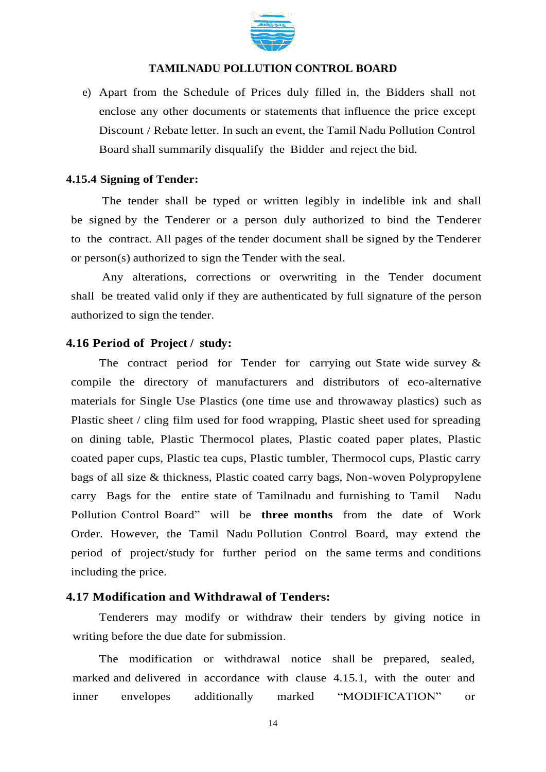e) Apart from the Schedule of Prices duly filled in, the Bidders shall not enclose any other documents or statements that influence the price except Discount / Rebate letter. In such an event, the Tamil Nadu Pollution Control Board shall summarily disqualify the Bidder and reject the bid.

### 4.15.4 Signing of Tender:

The tender shall be typed or written legibly in indelible ink and shall be signed by the Tenderer or a person duly authorized to bind the Tenderer to the contract. All pages of the tender document shall be signed by the Tenderer or person(s) authorized to sign the Tender with the seal.

Any alterations, corrections or overwriting in the Tender document shall be treated valid only if they are authenticated by full signature of the person authorized to sign the tender.

### 4.16 Period of Project / study:

The contract period for Tender for carrying out State wide survey & compile the directory of manufacturers and distributors of eco-alternative materials for Single Use Plastics (one time use and throwaway plastics) such as Plastic sheet / cling film used for food wrapping, Plastic sheet used for spreading on dining table, Plastic Thermocol plates, Plastic coated paper plates, Plastic coated paper cups, Plastic tea cups, Plastic tumbler, Thermocol cups, Plastic carry bags of all size & thickness, Plastic coated carry bags, Non-woven Polypropylene carry Bags for the entire state of Tamilnadu and furnishing to Tamil Nadu Pollution Control Board" will be **three months** from the date of Work Order. However, the Tamil Nadu Pollution Control Board, may extend the period of project/study for further period on the same terms and conditions including the price.

### 4.17 Modification and Withdrawal of Tenders:

Tenderers may modify or withdraw their tenders by giving notice in writing before the due date for submission.

The modification or withdrawal notice shall be prepared, sealed, marked and delivered in accordance with clause 4.15.1, with the outer and inner envelopes additionally marked "MODIFICATION" or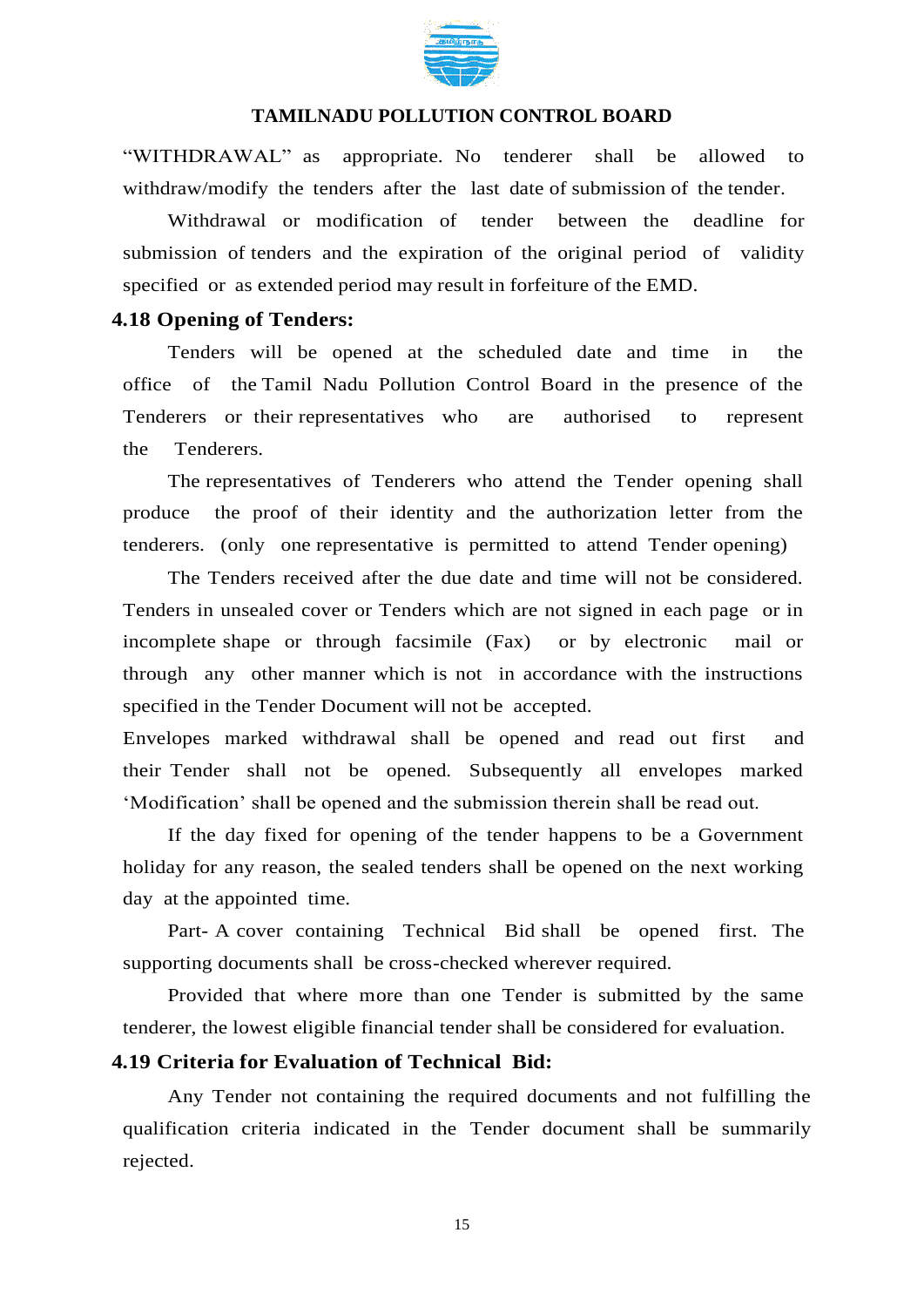"WITHDRAWAL" as appropriate. No tenderer shall be allowed to withdraw/modify the tenders after the last date of submission of the tender.

Withdrawal or modification of tender between the deadline for submission of tenders and the expiration of the original period of validity specified or as extended period may result in forfeiture of the EMD.

### 4.18 Opening of Tenders:

Tenders will be opened at the scheduled date and time in the office of the Tamil Nadu Pollution Control Board in the presence of the Tenderers or their representatives who are authorised to represent the Tenderers.

The representatives of Tenderers who attend the Tender opening shall produce the proof of their identity and the authorization letter from the tenderers. (only one representative is permitted to attend Tender opening)

The Tenders received after the due date and time will not be considered. Tenders in unsealed cover or Tenders which are not signed in each page or in incomplete shape or through facsimile (Fax) or by electronic mail or through any other manner which is not in accordance with the instructions specified in the Tender Document will not be accepted.

Envelopes marked withdrawal shall be opened and read out first and their Tender shall not be opened. Subsequently all envelopes marked 'Modification' shall be opened and the submission therein shall be read out.

If the day fixed for opening of the tender happens to be a Government holiday for any reason, the sealed tenders shall be opened on the next working day at the appointed time.

Part- A cover containing Technical Bid shall be opened first. The supporting documents shall be cross-checked wherever required.

Provided that where more than one Tender is submitted by the same tenderer, the lowest eligible financial tender shall be considered for evaluation.

### 4.19 Criteria for Evaluation of Technical Bid:

Any Tender not containing the required documents and not fulfilling the qualification criteria indicated in the Tender document shall be summarily rejected.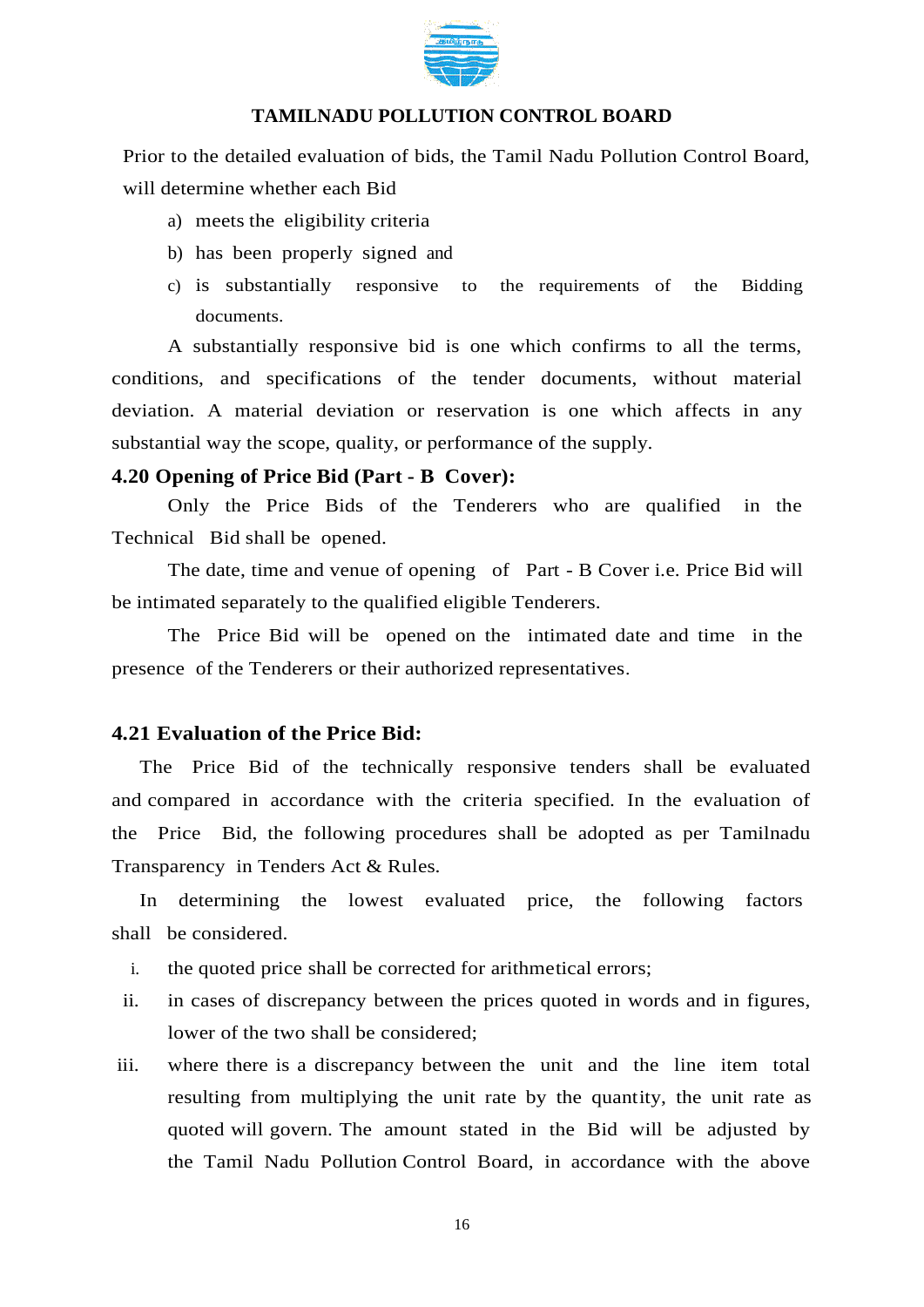Prior to the detailed evaluation of bids, the Tamil Nadu Pollution Control Board, will determine whether each Bid

a) meets the eligibility criteria
b) has been properly signed and
c) is substantially responsive to the requirements of the Bidding documents.

A substantially responsive bid is one which confirms to all the terms, conditions, and specifications of the tender documents, without material deviation. A material deviation or reservation is one which affects in any substantial way the scope, quality, or performance of the supply.

### 4.20 Opening of Price Bid (Part - B Cover):

Only the Price Bids of the Tenderers who are qualified in the Technical Bid shall be opened.

The date, time and venue of opening of Part - B Cover i.e. Price Bid will be intimated separately to the qualified eligible Tenderers.

The Price Bid will be opened on the intimated date and time in the presence of the Tenderers or their authorized representatives.

### 4.21 Evaluation of the Price Bid:

The Price Bid of the technically responsive tenders shall be evaluated and compared in accordance with the criteria specified. In the evaluation of the Price Bid, the following procedures shall be adopted as per Tamilnadu Transparency in Tenders Act & Rules.

In determining the lowest evaluated price, the following factors shall be considered.

i. the quoted price shall be corrected for arithmetical errors;
ii. in cases of discrepancy between the prices quoted in words and in figures, lower of the two shall be considered;
iii. where there is a discrepancy between the unit and the line item total resulting from multiplying the unit rate by the quantity, the unit rate as quoted will govern. The amount stated in the Bid will be adjusted by the Tamil Nadu Pollution Control Board, in accordance with the above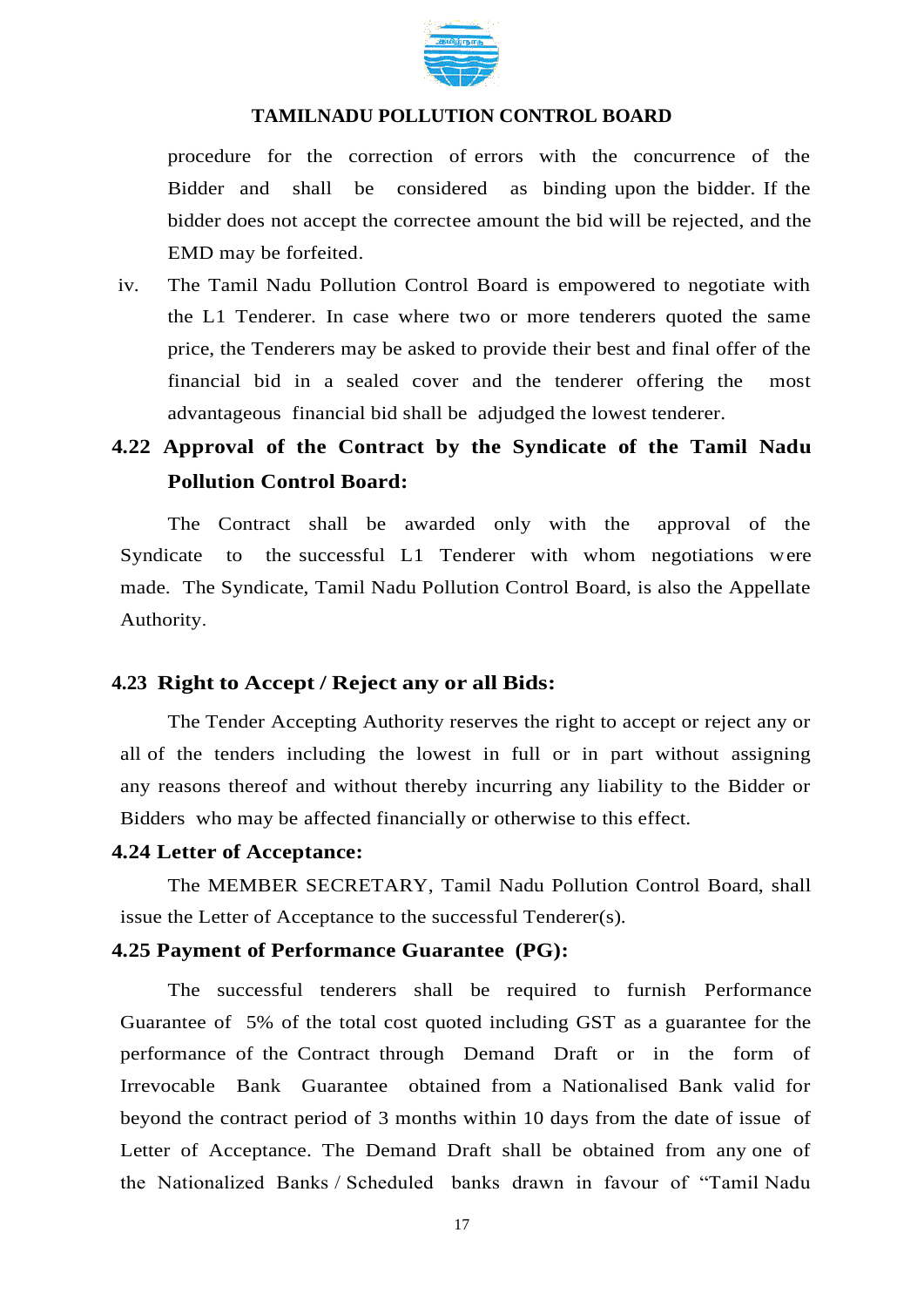procedure for the correction of errors with the concurrence of the Bidder and shall be considered as binding upon the bidder. If the bidder does not accept the correctee amount the bid will be rejected, and the EMD may be forfeited.

iv. The Tamil Nadu Pollution Control Board is empowered to negotiate with the L1 Tenderer. In case where two or more tenderers quoted the same price, the Tenderers may be asked to provide their best and final offer of the financial bid in a sealed cover and the tenderer offering the most advantageous financial bid shall be adjudged the lowest tenderer.

### 4.22 Approval of the Contract by the Syndicate of the Tamil Nadu Pollution Control Board:

The Contract shall be awarded only with the approval of the Syndicate to the successful L1 Tenderer with whom negotiations were made. The Syndicate, Tamil Nadu Pollution Control Board, is also the Appellate Authority.

### 4.23 Right to Accept / Reject any or all Bids:

The Tender Accepting Authority reserves the right to accept or reject any or all of the tenders including the lowest in full or in part without assigning any reasons thereof and without thereby incurring any liability to the Bidder or Bidders who may be affected financially or otherwise to this effect.

### 4.24 Letter of Acceptance:

The MEMBER SECRETARY, Tamil Nadu Pollution Control Board, shall issue the Letter of Acceptance to the successful Tenderer(s).

### 4.25 Payment of Performance Guarantee (PG):

The successful tenderers shall be required to furnish Performance Guarantee of 5% of the total cost quoted including GST as a guarantee for the performance of the Contract through Demand Draft or in the form of Irrevocable Bank Guarantee obtained from a Nationalised Bank valid for beyond the contract period of 3 months within 10 days from the date of issue of Letter of Acceptance. The Demand Draft shall be obtained from any one of the Nationalized Banks / Scheduled banks drawn in favour of "Tamil Nadu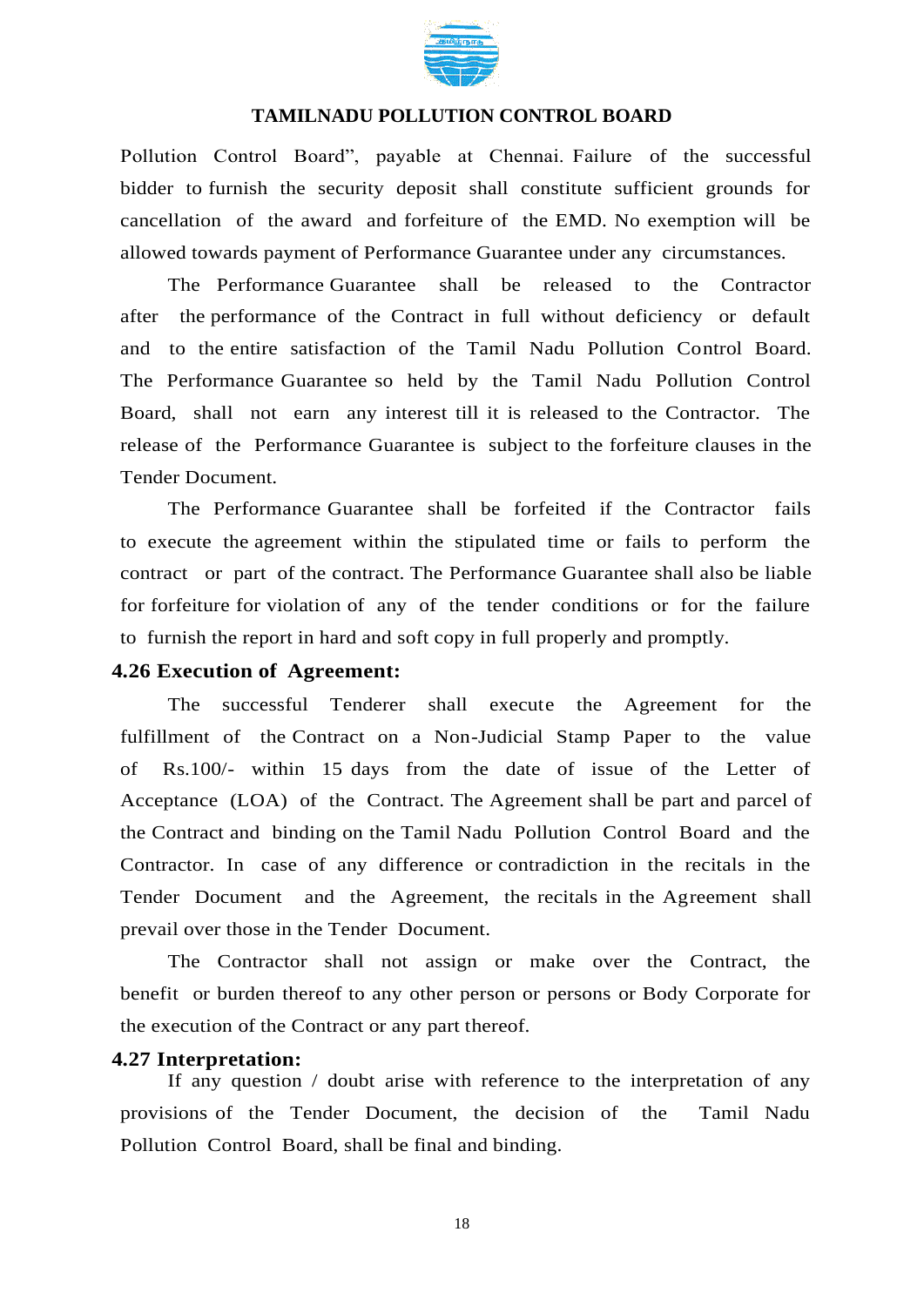Pollution Control Board", payable at Chennai. Failure of the successful bidder to furnish the security deposit shall constitute sufficient grounds for cancellation of the award and forfeiture of the EMD. No exemption will be allowed towards payment of Performance Guarantee under any circumstances.

The Performance Guarantee shall be released to the Contractor after the performance of the Contract in full without deficiency or default and to the entire satisfaction of the Tamil Nadu Pollution Control Board. The Performance Guarantee so held by the Tamil Nadu Pollution Control Board, shall not earn any interest till it is released to the Contractor. The release of the Performance Guarantee is subject to the forfeiture clauses in the Tender Document.

The Performance Guarantee shall be forfeited if the Contractor fails to execute the agreement within the stipulated time or fails to perform the contract or part of the contract. The Performance Guarantee shall also be liable for forfeiture for violation of any of the tender conditions or for the failure to furnish the report in hard and soft copy in full properly and promptly.

### 4.26 Execution of Agreement:

The successful Tenderer shall execute the Agreement for the fulfillment of the Contract on a Non-Judicial Stamp Paper to the value of Rs.100/- within 15 days from the date of issue of the Letter of Acceptance (LOA) of the Contract. The Agreement shall be part and parcel of the Contract and binding on the Tamil Nadu Pollution Control Board and the Contractor. In case of any difference or contradiction in the recitals in the Tender Document and the Agreement, the recitals in the Agreement shall prevail over those in the Tender Document.

The Contractor shall not assign or make over the Contract, the benefit or burden thereof to any other person or persons or Body Corporate for the execution of the Contract or any part thereof.

### 4.27 Interpretation:

If any question / doubt arise with reference to the interpretation of any provisions of the Tender Document, the decision of the Tamil Nadu Pollution Control Board, shall be final and binding.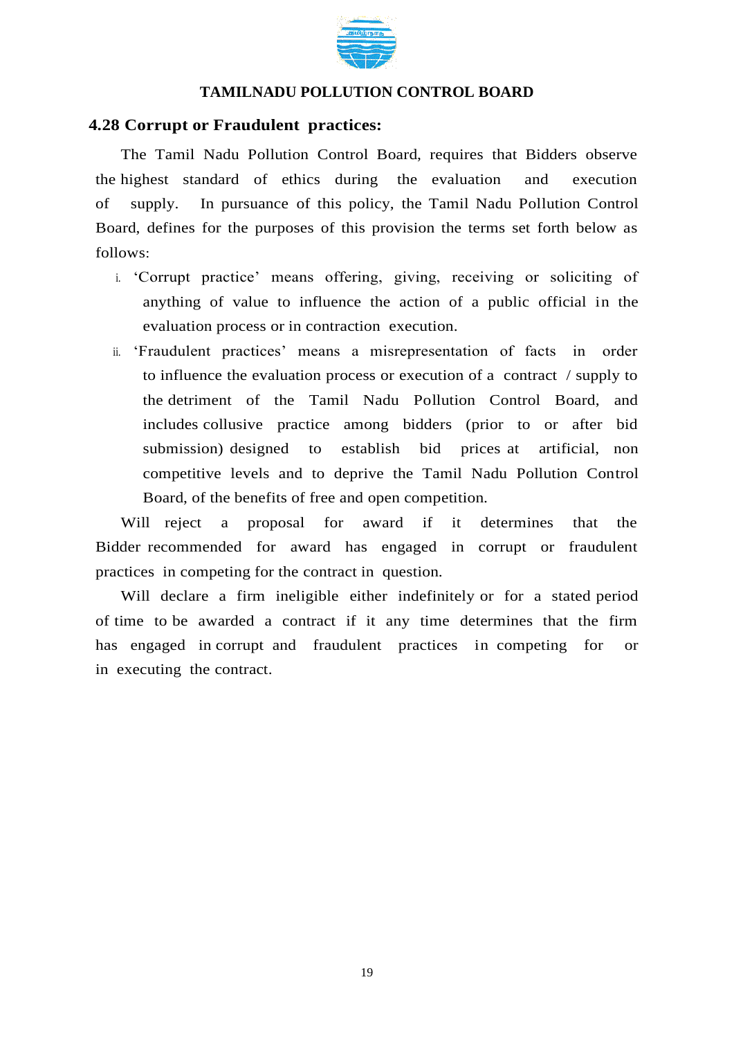# TAMILNADU POLLUTION CONTROL BOARD

## 4.28 Corrupt or Fraudulent practices:

The Tamil Nadu Pollution Control Board, requires that Bidders observe the highest standard of ethics during the evaluation and execution of supply. In pursuance of this policy, the Tamil Nadu Pollution Control Board, defines for the purposes of this provision the terms set forth below as follows:

i. 'Corrupt practice' means offering, giving, receiving or soliciting of anything of value to influence the action of a public official in the evaluation process or in contraction execution.

ii. 'Fraudulent practices' means a misrepresentation of facts in order to influence the evaluation process or execution of a contract / supply to the detriment of the Tamil Nadu Pollution Control Board, and includes collusive practice among bidders (prior to or after bid submission) designed to establish bid prices at artificial, non competitive levels and to deprive the Tamil Nadu Pollution Control Board, of the benefits of free and open competition.

Will reject a proposal for award if it determines that the Bidder recommended for award has engaged in corrupt or fraudulent practices in competing for the contract in question.

Will declare a firm ineligible either indefinitely or for a stated period of time to be awarded a contract if it any time determines that the firm has engaged in corrupt and fraudulent practices in competing for or in executing the contract.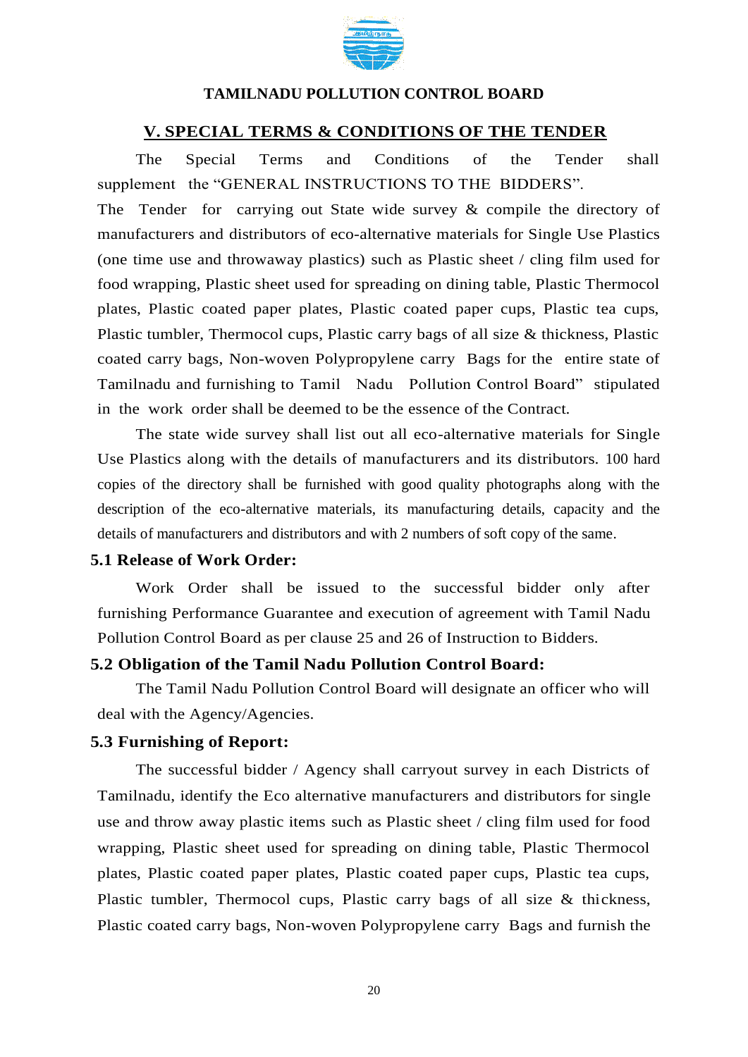**TAMILNADU POLLUTION CONTROL BOARD**

## V. SPECIAL TERMS & CONDITIONS OF THE TENDER

The Special Terms and Conditions of the Tender shall supplement the "GENERAL INSTRUCTIONS TO THE BIDDERS".

The Tender for carrying out State wide survey & compile the directory of manufacturers and distributors of eco-alternative materials for Single Use Plastics (one time use and throwaway plastics) such as Plastic sheet / cling film used for food wrapping, Plastic sheet used for spreading on dining table, Plastic Thermocol plates, Plastic coated paper plates, Plastic coated paper cups, Plastic tea cups, Plastic tumbler, Thermocol cups, Plastic carry bags of all size & thickness, Plastic coated carry bags, Non-woven Polypropylene carry Bags for the entire state of Tamilnadu and furnishing to Tamil Nadu Pollution Control Board" stipulated in the work order shall be deemed to be the essence of the Contract.

The state wide survey shall list out all eco-alternative materials for Single Use Plastics along with the details of manufacturers and its distributors. 100 hard copies of the directory shall be furnished with good quality photographs along with the description of the eco-alternative materials, its manufacturing details, capacity and the details of manufacturers and distributors and with 2 numbers of soft copy of the same.

### 5.1 Release of Work Order:

Work Order shall be issued to the successful bidder only after furnishing Performance Guarantee and execution of agreement with Tamil Nadu Pollution Control Board as per clause 25 and 26 of Instruction to Bidders.

### 5.2 Obligation of the Tamil Nadu Pollution Control Board:

The Tamil Nadu Pollution Control Board will designate an officer who will deal with the Agency/Agencies.

### 5.3 Furnishing of Report:

The successful bidder / Agency shall carryout survey in each Districts of Tamilnadu, identify the Eco alternative manufacturers and distributors for single use and throw away plastic items such as Plastic sheet / cling film used for food wrapping, Plastic sheet used for spreading on dining table, Plastic Thermocol plates, Plastic coated paper plates, Plastic coated paper cups, Plastic tea cups, Plastic tumbler, Thermocol cups, Plastic carry bags of all size & thickness, Plastic coated carry bags, Non-woven Polypropylene carry Bags and furnish the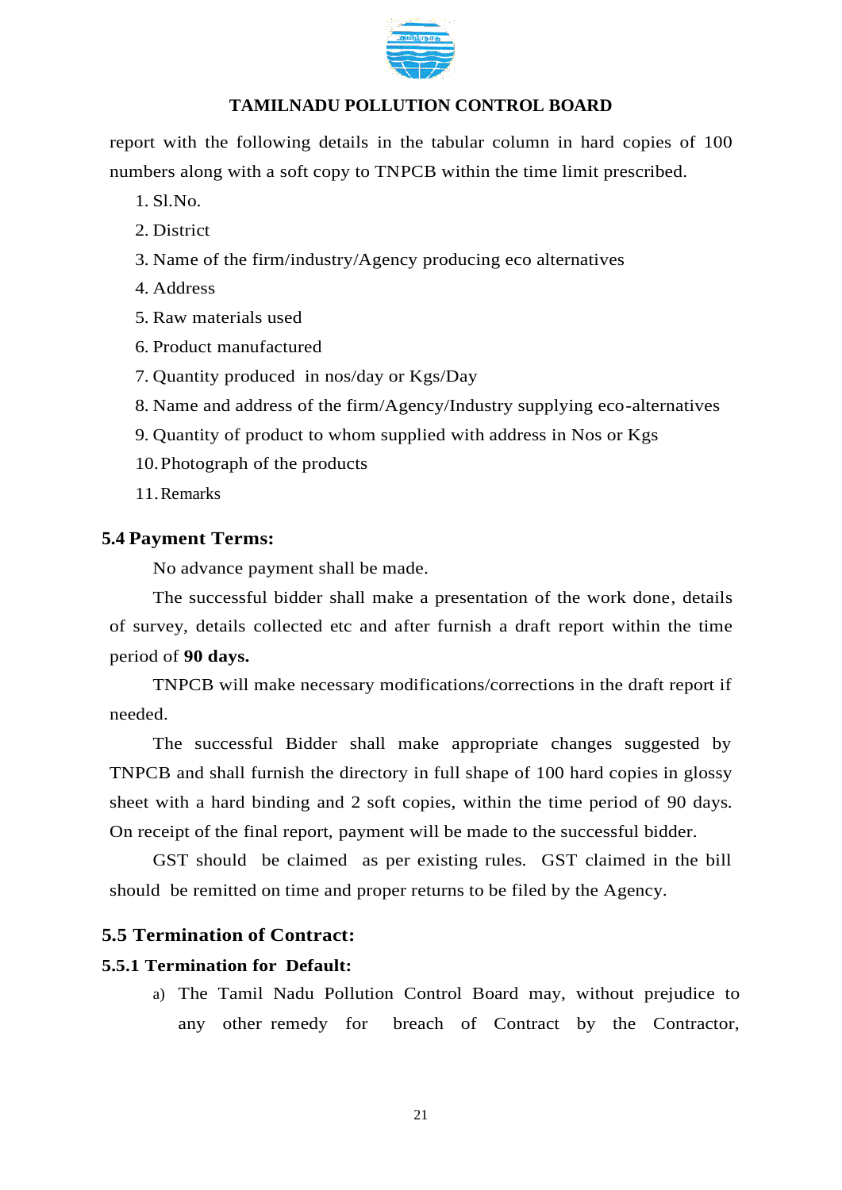report with the following details in the tabular column in hard copies of 100 numbers along with a soft copy to TNPCB within the time limit prescribed.

1. Sl.No.
2. District
3. Name of the firm/industry/Agency producing eco alternatives
4. Address
5. Raw materials used
6. Product manufactured
7. Quantity produced in nos/day or Kgs/Day
8. Name and address of the firm/Agency/Industry supplying eco-alternatives
9. Quantity of product to whom supplied with address in Nos or Kgs
10. Photograph of the products
11. Remarks

## 5.4 Payment Terms:

No advance payment shall be made.

The successful bidder shall make a presentation of the work done, details of survey, details collected etc and after furnish a draft report within the time period of **90 days.**

TNPCB will make necessary modifications/corrections in the draft report if needed.

The successful Bidder shall make appropriate changes suggested by TNPCB and shall furnish the directory in full shape of 100 hard copies in glossy sheet with a hard binding and 2 soft copies, within the time period of 90 days. On receipt of the final report, payment will be made to the successful bidder.

GST should be claimed as per existing rules. GST claimed in the bill should be remitted on time and proper returns to be filed by the Agency.

## 5.5 Termination of Contract:

### 5.5.1 Termination for Default:

a) The Tamil Nadu Pollution Control Board may, without prejudice to any other remedy for breach of Contract by the Contractor,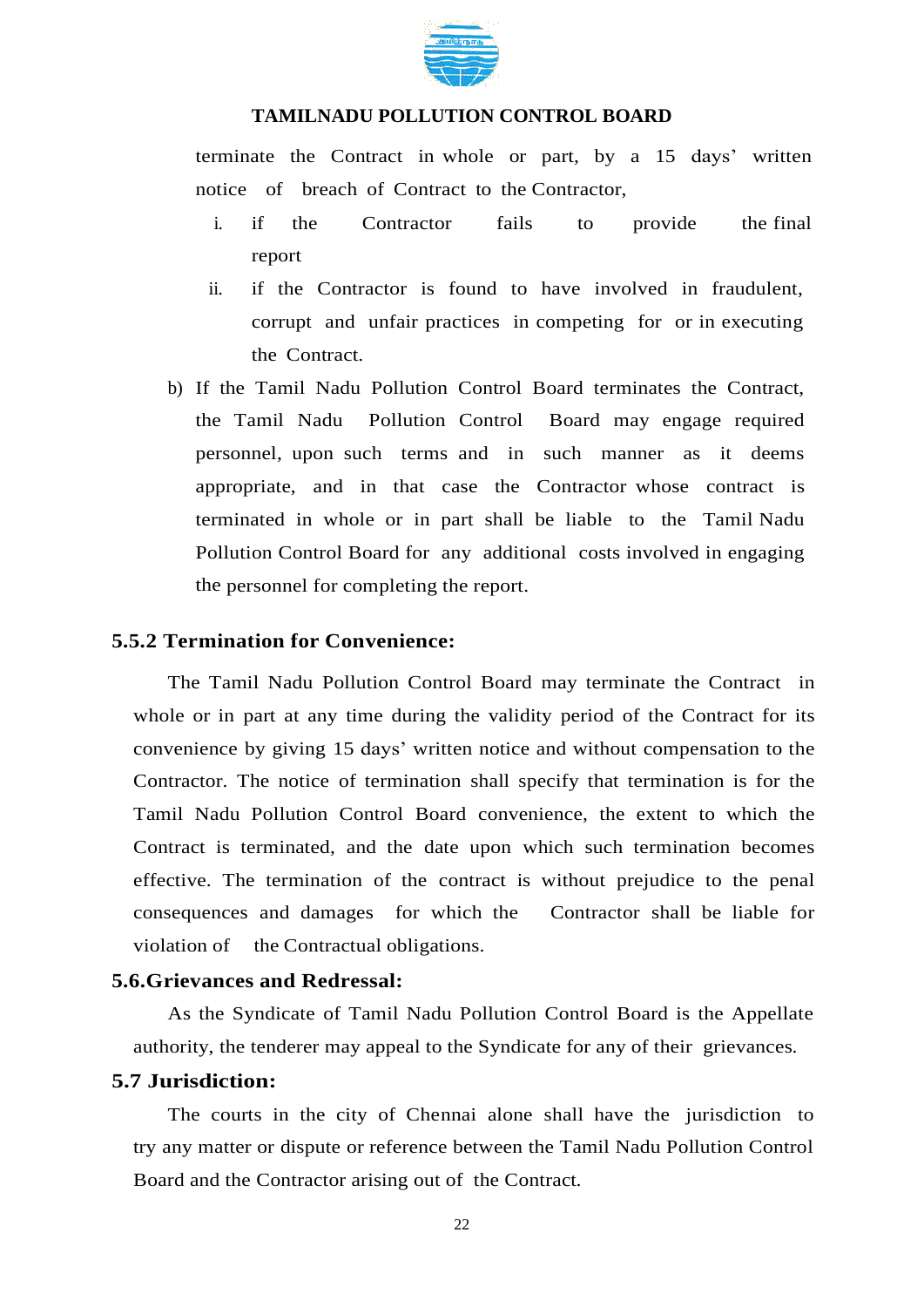terminate the Contract in whole or part, by a 15 days' written notice of breach of Contract to the Contractor,

i. if the Contractor fails to provide the final report

ii. if the Contractor is found to have involved in fraudulent, corrupt and unfair practices in competing for or in executing the Contract.

b) If the Tamil Nadu Pollution Control Board terminates the Contract, the Tamil Nadu Pollution Control Board may engage required personnel, upon such terms and in such manner as it deems appropriate, and in that case the Contractor whose contract is terminated in whole or in part shall be liable to the Tamil Nadu Pollution Control Board for any additional costs involved in engaging the personnel for completing the report.

### 5.5.2 Termination for Convenience:

The Tamil Nadu Pollution Control Board may terminate the Contract in whole or in part at any time during the validity period of the Contract for its convenience by giving 15 days' written notice and without compensation to the Contractor. The notice of termination shall specify that termination is for the Tamil Nadu Pollution Control Board convenience, the extent to which the Contract is terminated, and the date upon which such termination becomes effective. The termination of the contract is without prejudice to the penal consequences and damages for which the Contractor shall be liable for violation of the Contractual obligations.

### 5.6.Grievances and Redressal:

As the Syndicate of Tamil Nadu Pollution Control Board is the Appellate authority, the tenderer may appeal to the Syndicate for any of their grievances.

### 5.7 Jurisdiction:

The courts in the city of Chennai alone shall have the jurisdiction to try any matter or dispute or reference between the Tamil Nadu Pollution Control Board and the Contractor arising out of the Contract.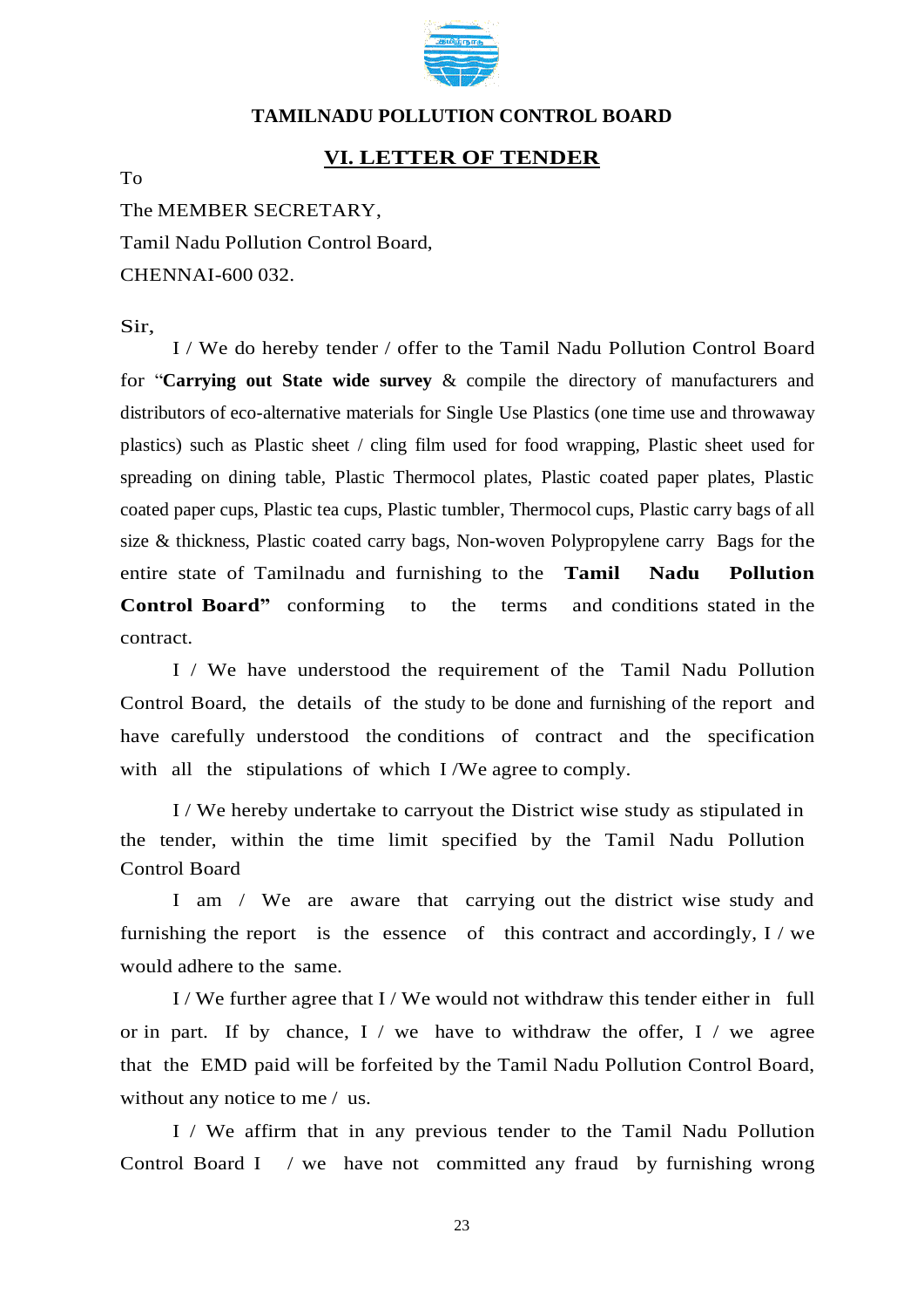**TAMILNADU POLLUTION CONTROL BOARD**

## VI. LETTER OF TENDER

To

The MEMBER SECRETARY,

Tamil Nadu Pollution Control Board,

CHENNAI-600 032.

Sir,

I / We do hereby tender / offer to the Tamil Nadu Pollution Control Board for "**Carrying out State wide survey** & compile the directory of manufacturers and distributors of eco-alternative materials for Single Use Plastics (one time use and throwaway plastics) such as Plastic sheet / cling film used for food wrapping, Plastic sheet used for spreading on dining table, Plastic Thermocol plates, Plastic coated paper plates, Plastic coated paper cups, Plastic tea cups, Plastic tumbler, Thermocol cups, Plastic carry bags of all size & thickness, Plastic coated carry bags, Non-woven Polypropylene carry Bags for the entire state of Tamilnadu and furnishing to the **Tamil Nadu Pollution Control Board"** conforming to the terms and conditions stated in the contract.

I / We have understood the requirement of the Tamil Nadu Pollution Control Board, the details of the study to be done and furnishing of the report and have carefully understood the conditions of contract and the specification with all the stipulations of which I /We agree to comply.

I / We hereby undertake to carryout the District wise study as stipulated in the tender, within the time limit specified by the Tamil Nadu Pollution Control Board

I am / We are aware that carrying out the district wise study and furnishing the report is the essence of this contract and accordingly, I / we would adhere to the same.

I / We further agree that I / We would not withdraw this tender either in full or in part. If by chance, I / we have to withdraw the offer, I / we agree that the EMD paid will be forfeited by the Tamil Nadu Pollution Control Board, without any notice to me / us.

I / We affirm that in any previous tender to the Tamil Nadu Pollution Control Board I / we have not committed any fraud by furnishing wrong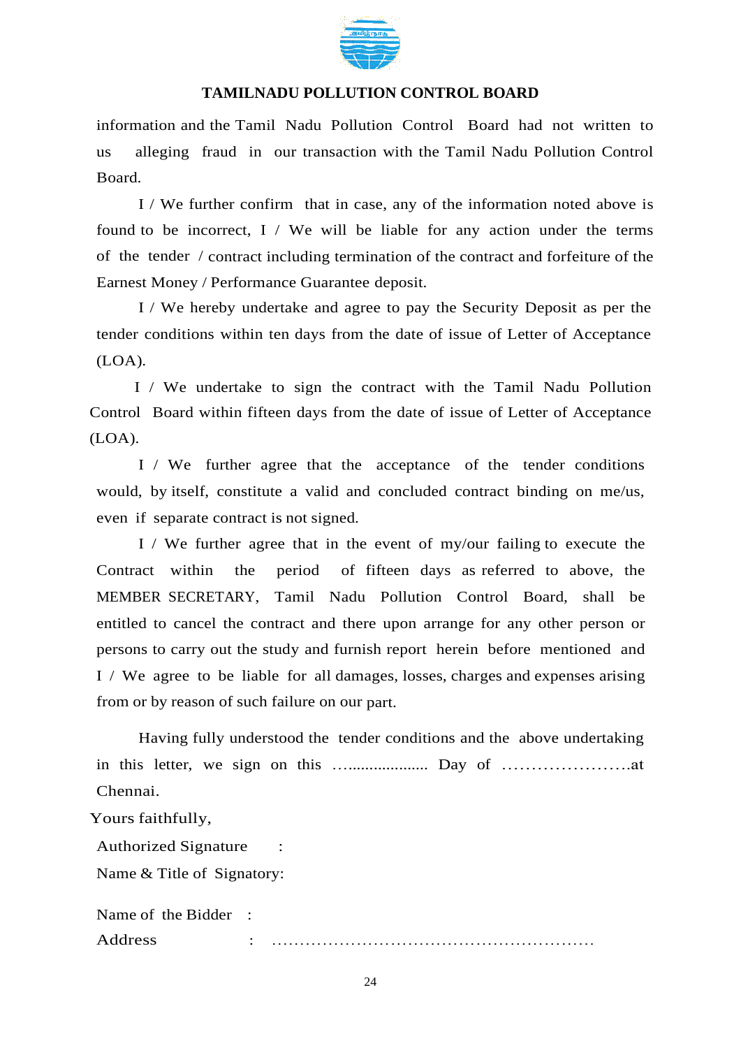information and the Tamil Nadu Pollution Control Board had not written to us alleging fraud in our transaction with the Tamil Nadu Pollution Control Board.

I / We further confirm that in case, any of the information noted above is found to be incorrect, I / We will be liable for any action under the terms of the tender / contract including termination of the contract and forfeiture of the Earnest Money / Performance Guarantee deposit.

I / We hereby undertake and agree to pay the Security Deposit as per the tender conditions within ten days from the date of issue of Letter of Acceptance (LOA).

I / We undertake to sign the contract with the Tamil Nadu Pollution Control Board within fifteen days from the date of issue of Letter of Acceptance (LOA).

I / We further agree that the acceptance of the tender conditions would, by itself, constitute a valid and concluded contract binding on me/us, even if separate contract is not signed.

I / We further agree that in the event of my/our failing to execute the Contract within the period of fifteen days as referred to above, the MEMBER SECRETARY, Tamil Nadu Pollution Control Board, shall be entitled to cancel the contract and there upon arrange for any other person or persons to carry out the study and furnish report herein before mentioned and I / We agree to be liable for all damages, losses, charges and expenses arising from or by reason of such failure on our part.

Having fully understood the tender conditions and the above undertaking in this letter, we sign on this …................. Day of ………………….at Chennai.

Yours faithfully,

Authorized Signature :

Name & Title of Signatory:

Name of the Bidder :

Address : …………………………………………………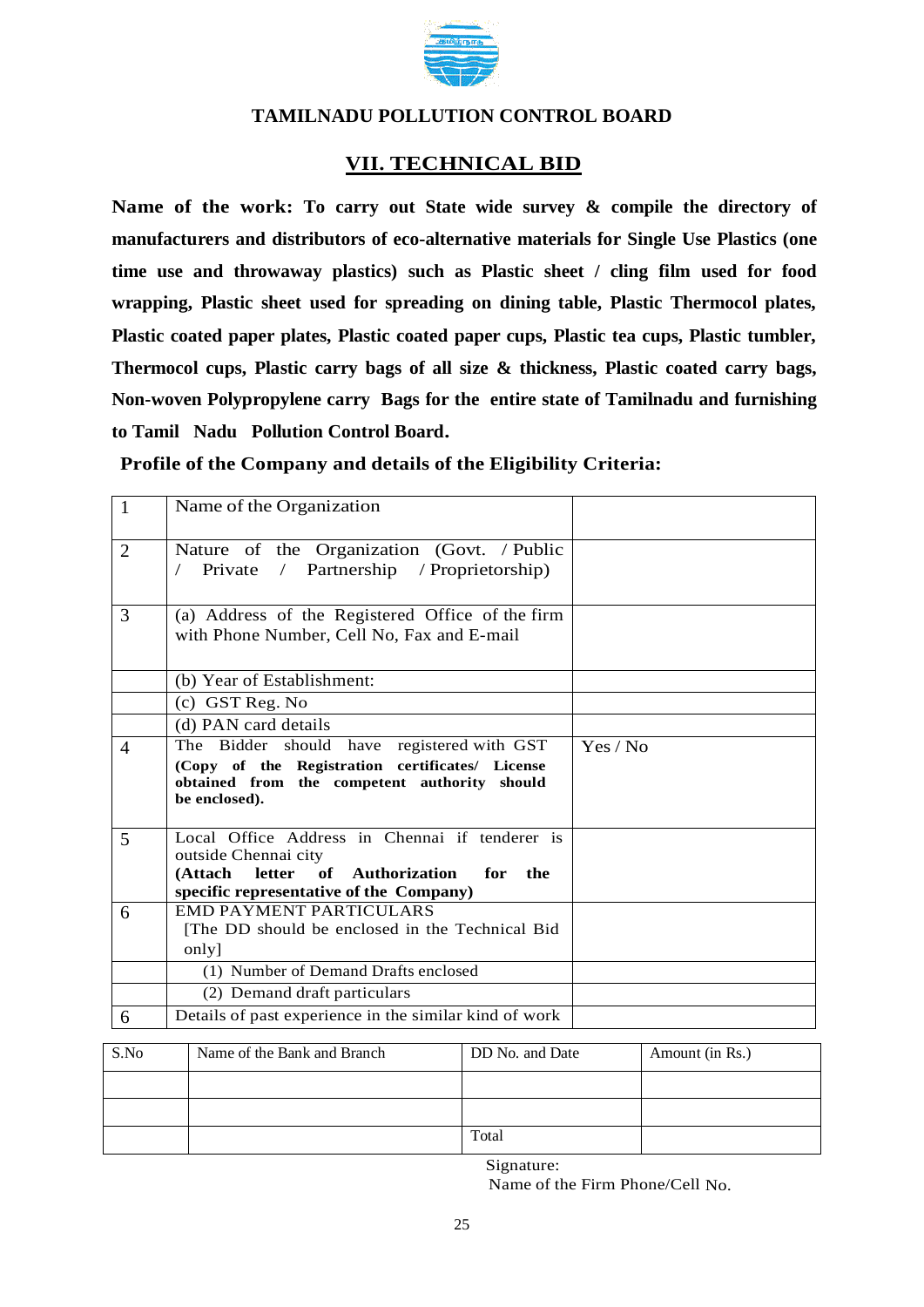## TAMILNADU POLLUTION CONTROL BOARD

## VII. TECHNICAL BID

**Name of the work: To carry out State wide survey & compile the directory of manufacturers and distributors of eco-alternative materials for Single Use Plastics (one time use and throwaway plastics) such as Plastic sheet / cling film used for food wrapping, Plastic sheet used for spreading on dining table, Plastic Thermocol plates, Plastic coated paper plates, Plastic coated paper cups, Plastic tea cups, Plastic tumbler, Thermocol cups, Plastic carry bags of all size & thickness, Plastic coated carry bags, Non-woven Polypropylene carry Bags for the entire state of Tamilnadu and furnishing to Tamil Nadu Pollution Control Board.**

**Profile of the Company and details of the Eligibility Criteria:**

| | | |
|---|---|---|
| 1 | Name of the Organization | |
| 2 | Nature of the Organization (Govt. / Public / Private / Partnership / Proprietorship) | |
| 3 | (a) Address of the Registered Office of the firm with Phone Number, Cell No, Fax and E-mail | |
| | (b) Year of Establishment: | |
| | (c) GST Reg. No | |
| | (d) PAN card details | |
| 4 | The Bidder should have registered with GST **(Copy of the Registration certificates/ License obtained from the competent authority should be enclosed).** | Yes / No |
| 5 | Local Office Address in Chennai if tenderer is outside Chennai city **(Attach letter of Authorization for the specific representative of the Company)** | |
| 6 | EMD PAYMENT PARTICULARS [The DD should be enclosed in the Technical Bid only] | |
| | (1) Number of Demand Drafts enclosed | |
| | (2) Demand draft particulars | |
| 6 | Details of past experience in the similar kind of work | |

| S.No | Name of the Bank and Branch | DD No. and Date | Amount (in Rs.) |
|---|---|---|---|
| | | | |
| | | | |
| | | Total | |

Signature:

Name of the Firm Phone/Cell No.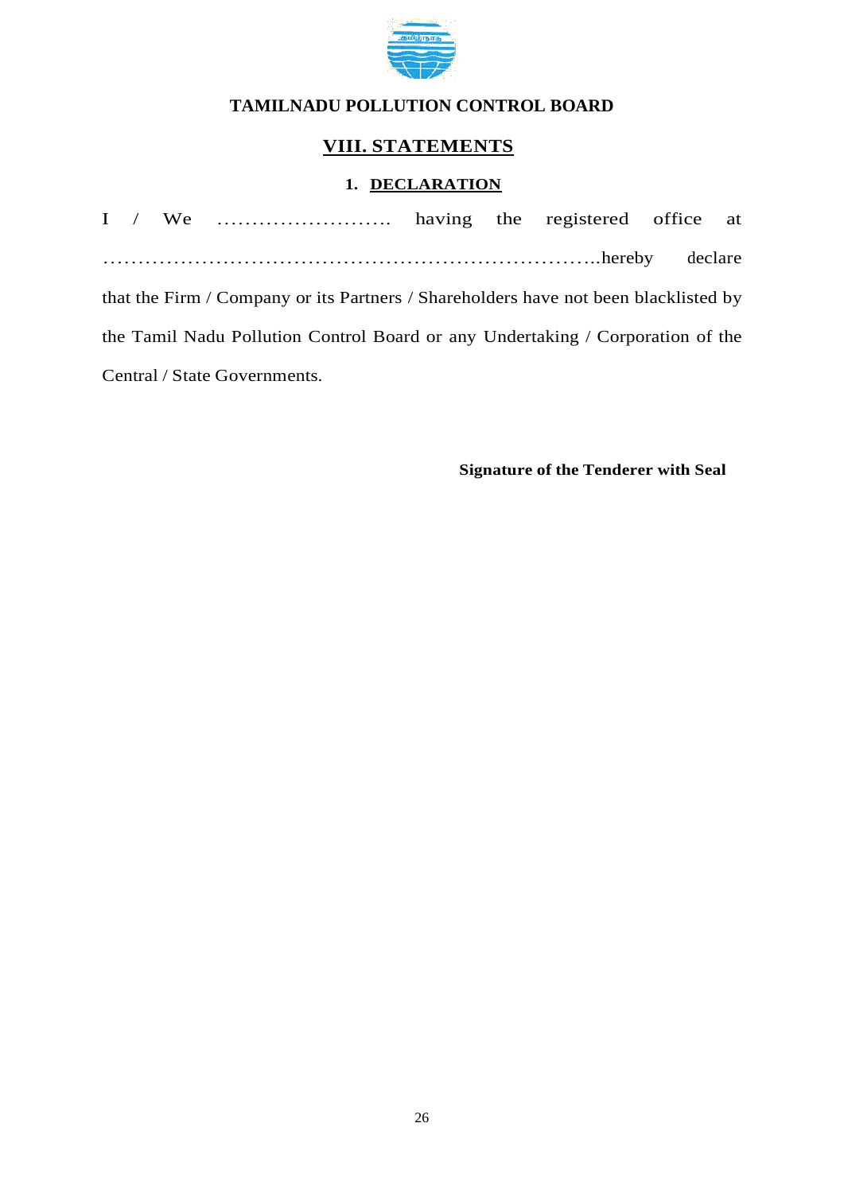**TAMILNADU POLLUTION CONTROL BOARD**

## VIII. STATEMENTS

### 1. DECLARATION

I / We ……………………. having the registered office at ………………………………………………………………..hereby declare that the Firm / Company or its Partners / Shareholders have not been blacklisted by the Tamil Nadu Pollution Control Board or any Undertaking / Corporation of the Central / State Governments.

**Signature of the Tenderer with Seal**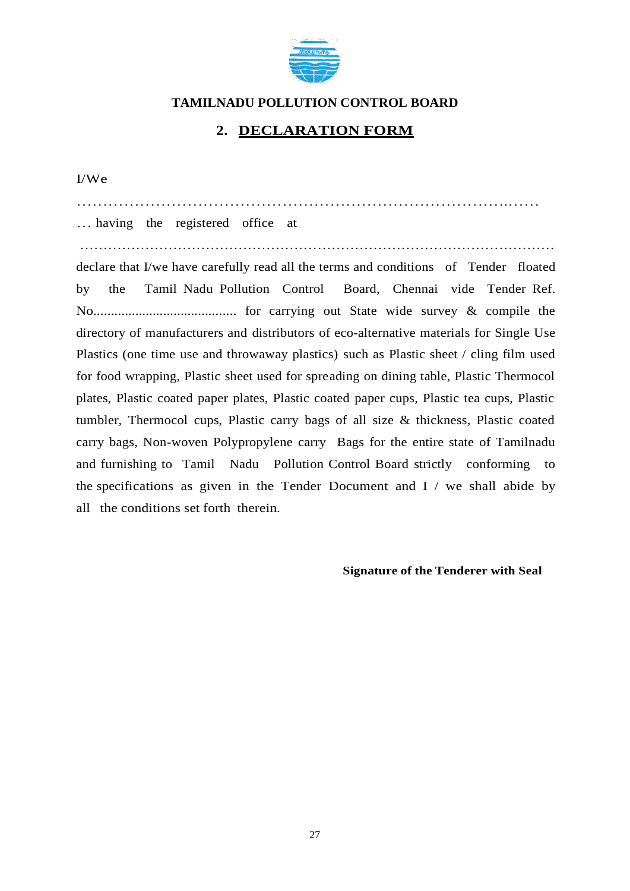**TAMILNADU POLLUTION CONTROL BOARD**

## 2. DECLARATION FORM

I/We

…………………………………………………………………………………

… having the registered office at

………………………………………………………………………………………………

declare that I/we have carefully read all the terms and conditions of Tender floated by the Tamil Nadu Pollution Control Board, Chennai vide Tender Ref. No.......................................... for carrying out State wide survey & compile the directory of manufacturers and distributors of eco-alternative materials for Single Use Plastics (one time use and throwaway plastics) such as Plastic sheet / cling film used for food wrapping, Plastic sheet used for spreading on dining table, Plastic Thermocol plates, Plastic coated paper plates, Plastic coated paper cups, Plastic tea cups, Plastic tumbler, Thermocol cups, Plastic carry bags of all size & thickness, Plastic coated carry bags, Non-woven Polypropylene carry Bags for the entire state of Tamilnadu and furnishing to Tamil Nadu Pollution Control Board strictly conforming to the specifications as given in the Tender Document and I / we shall abide by all the conditions set forth therein.

**Signature of the Tenderer with Seal**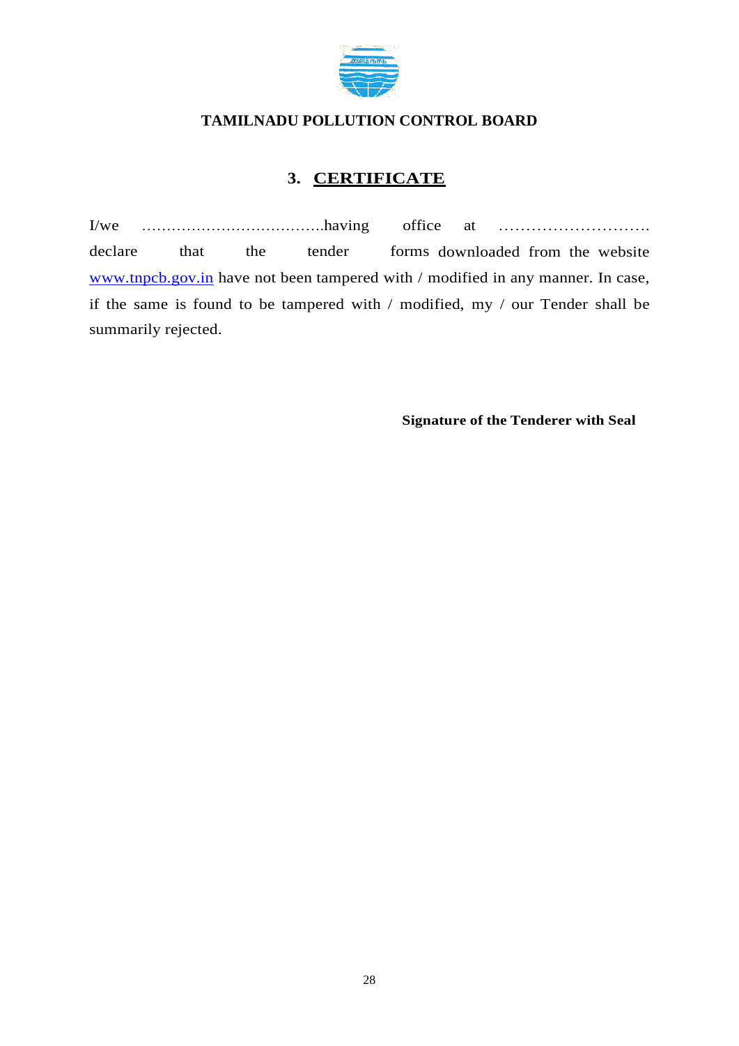**TAMILNADU POLLUTION CONTROL BOARD**

## 3. CERTIFICATE

I/we ……………………………….having office at ………………………. declare that the tender forms downloaded from the website www.tnpcb.gov.in have not been tampered with / modified in any manner. In case, if the same is found to be tampered with / modified, my / our Tender shall be summarily rejected.

**Signature of the Tenderer with Seal**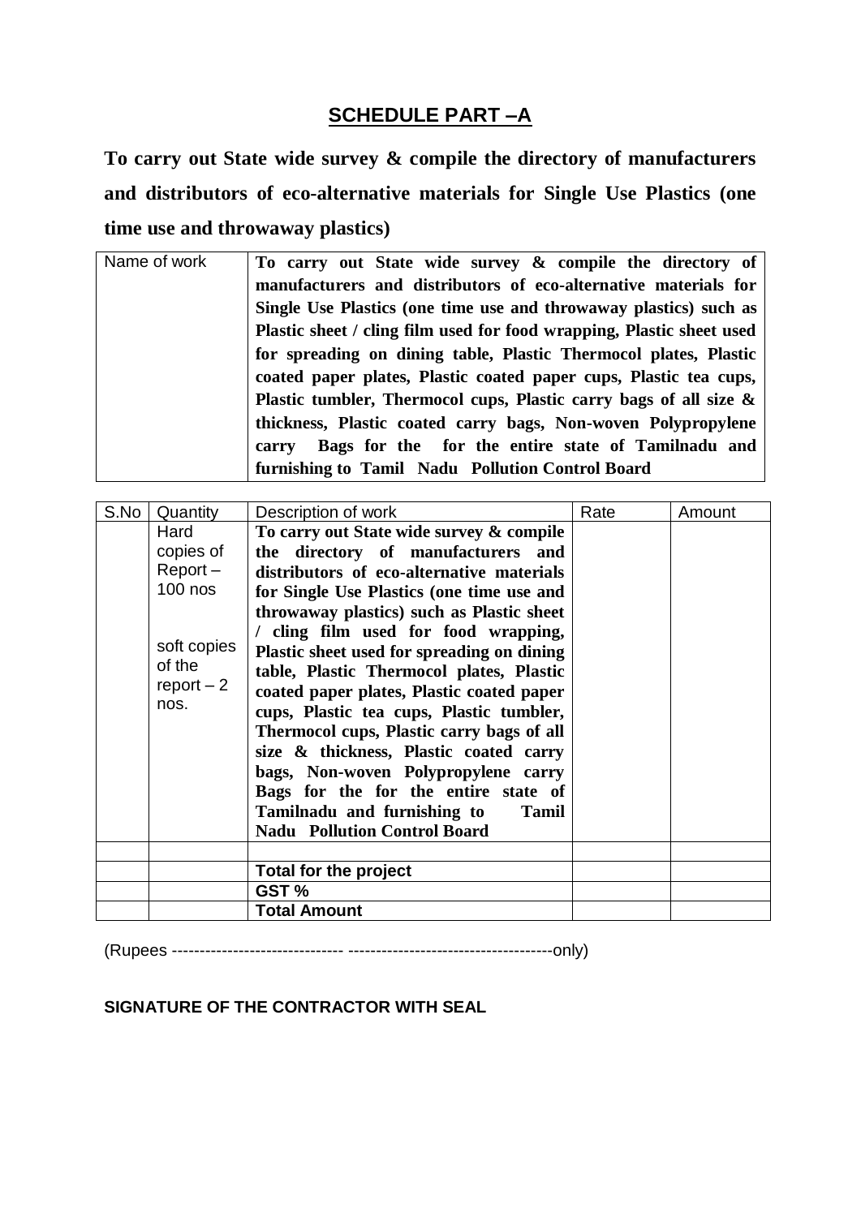## SCHEDULE PART –A

**To carry out State wide survey & compile the directory of manufacturers and distributors of eco-alternative materials for Single Use Plastics (one time use and throwaway plastics)**

| Name of work | **To carry out State wide survey & compile the directory of manufacturers and distributors of eco-alternative materials for Single Use Plastics (one time use and throwaway plastics) such as Plastic sheet / cling film used for food wrapping, Plastic sheet used for spreading on dining table, Plastic Thermocol plates, Plastic coated paper plates, Plastic coated paper cups, Plastic tea cups, Plastic tumbler, Thermocol cups, Plastic carry bags of all size & thickness, Plastic coated carry bags, Non-woven Polypropylene carry Bags for the for the entire state of Tamilnadu and furnishing to Tamil Nadu Pollution Control Board** |
|---|---|

| S.No | Quantity | Description of work | Rate | Amount |
|---|---|---|---|---|
| | Hard copies of Report – 100 nos<br><br>soft copies of the report – 2 nos. | **To carry out State wide survey & compile the directory of manufacturers and distributors of eco-alternative materials for Single Use Plastics (one time use and throwaway plastics) such as Plastic sheet / cling film used for food wrapping, Plastic sheet used for spreading on dining table, Plastic Thermocol plates, Plastic coated paper plates, Plastic coated paper cups, Plastic tea cups, Plastic tumbler, Thermocol cups, Plastic carry bags of all size & thickness, Plastic coated carry bags, Non-woven Polypropylene carry Bags for the for the entire state of Tamilnadu and furnishing to Tamil Nadu Pollution Control Board** | | |
| | | | | |
| | | **Total for the project** | | |
| | | **GST %** | | |
| | | **Total Amount** | | |

(Rupees ------------------------------ ------------------------------------only)

**SIGNATURE OF THE CONTRACTOR WITH SEAL**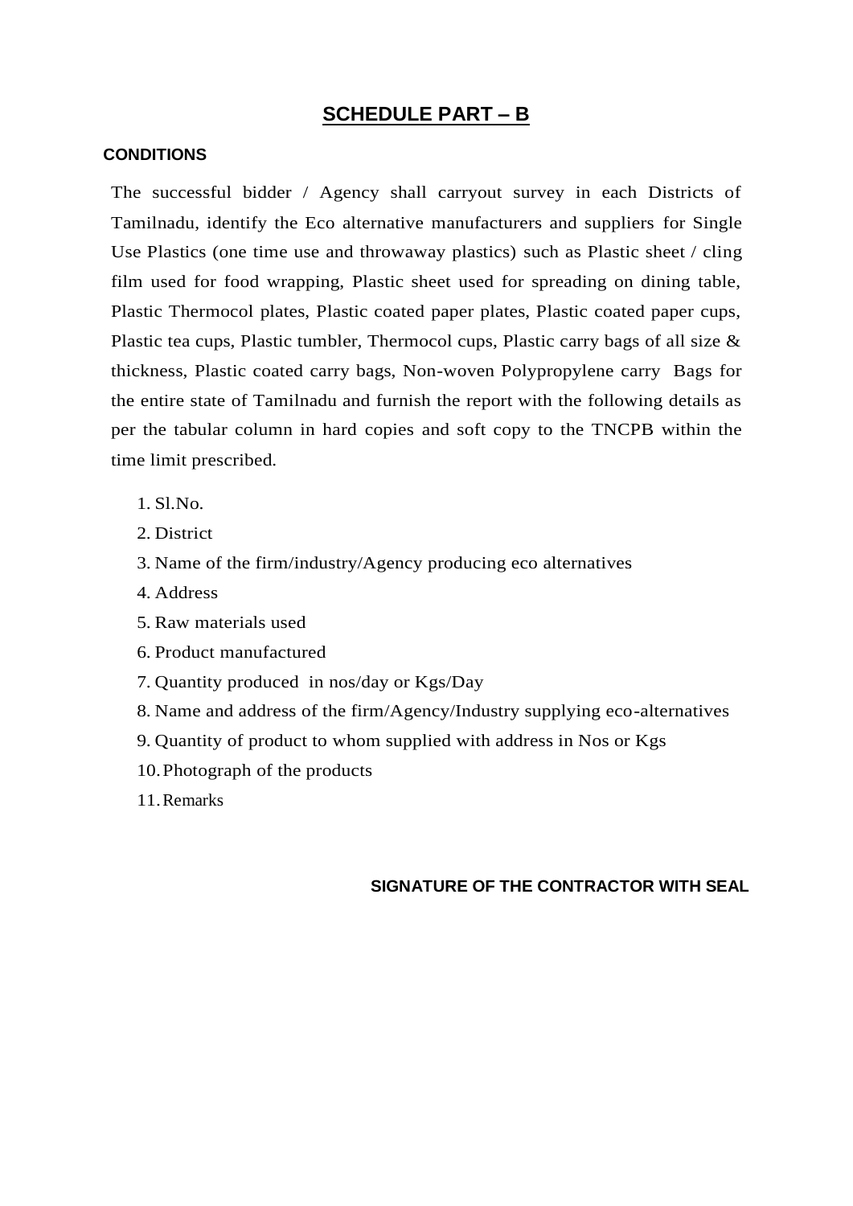# SCHEDULE PART – B

**CONDITIONS**

The successful bidder / Agency shall carryout survey in each Districts of Tamilnadu, identify the Eco alternative manufacturers and suppliers for Single Use Plastics (one time use and throwaway plastics) such as Plastic sheet / cling film used for food wrapping, Plastic sheet used for spreading on dining table, Plastic Thermocol plates, Plastic coated paper plates, Plastic coated paper cups, Plastic tea cups, Plastic tumbler, Thermocol cups, Plastic carry bags of all size & thickness, Plastic coated carry bags, Non-woven Polypropylene carry Bags for the entire state of Tamilnadu and furnish the report with the following details as per the tabular column in hard copies and soft copy to the TNCPB within the time limit prescribed.

1. Sl.No.
2. District
3. Name of the firm/industry/Agency producing eco alternatives
4. Address
5. Raw materials used
6. Product manufactured
7. Quantity produced in nos/day or Kgs/Day
8. Name and address of the firm/Agency/Industry supplying eco-alternatives
9. Quantity of product to whom supplied with address in Nos or Kgs
10. Photograph of the products
11. Remarks

**SIGNATURE OF THE CONTRACTOR WITH SEAL**